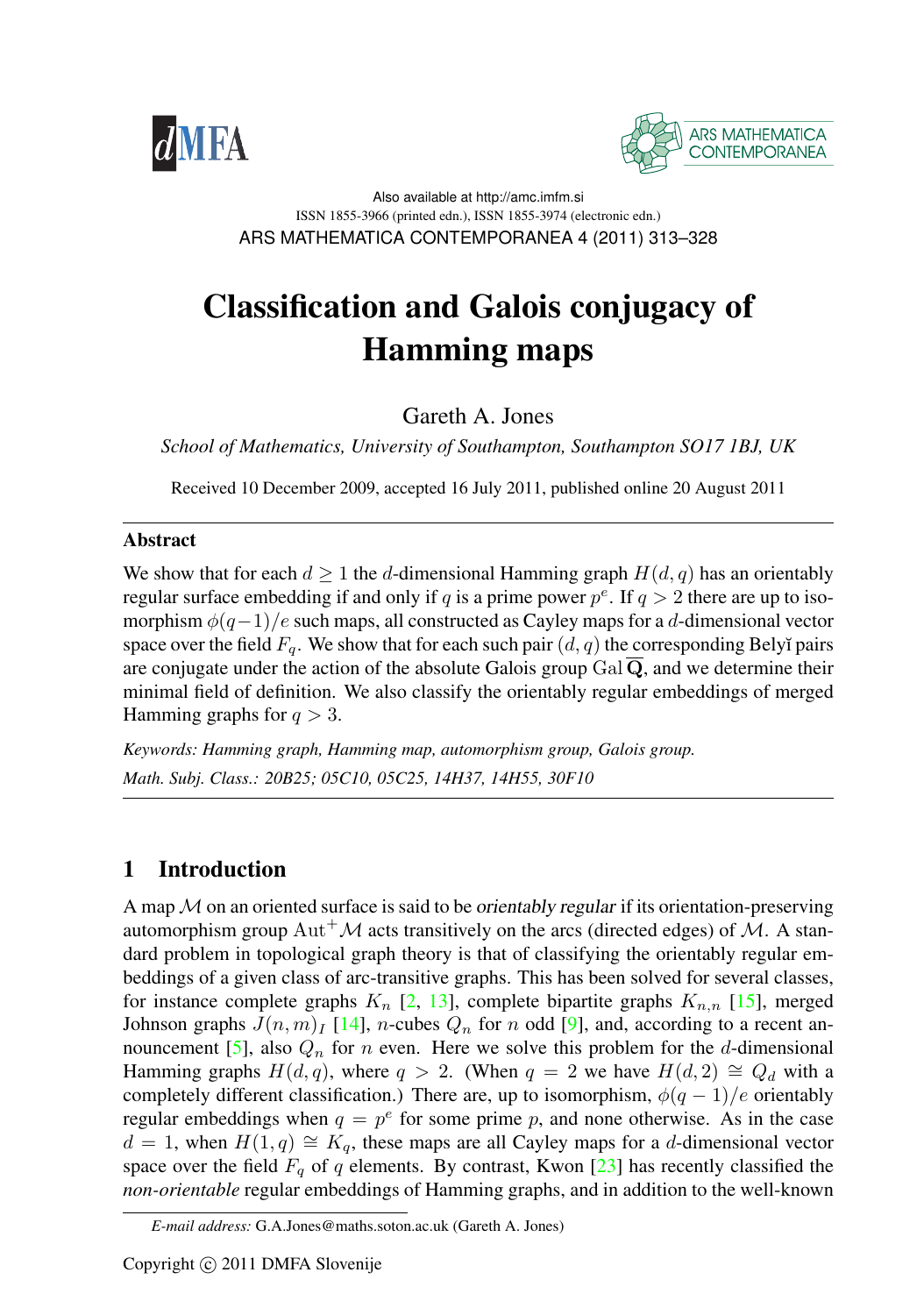Also available at http://amc.imfm.si
ISSN 1855-3966 (printed edn.), ISSN 1855-3974 (electronic edn.)

# Classification and Galois conjugacy of Hamming maps

Gareth A. Jones

*School of Mathematics, University of Southampton, Southampton SO17 1BJ, UK*

Received 10 December 2009, accepted 16 July 2011, published online 20 August 2011

## Abstract

We show that for each $d \geq 1$ the $d$-dimensional Hamming graph $H(d, q)$ has an orientably regular surface embedding if and only if $q$ is a prime power $p^e$. If $q > 2$ there are up to isomorphism $\phi(q-1)/e$ such maps, all constructed as Cayley maps for a $d$-dimensional vector space over the field $F_q$. We show that for each such pair $(d, q)$ the corresponding Belyĭ pairs are conjugate under the action of the absolute Galois group $\mathrm{Gal}\,\overline{\mathbf{Q}}$, and we determine their minimal field of definition. We also classify the orientably regular embeddings of merged Hamming graphs for $q > 3$.

*Keywords: Hamming graph, Hamming map, automorphism group, Galois group.*

*Math. Subj. Class.: 20B25; 05C10, 05C25, 14H37, 14H55, 30F10*

## 1 Introduction

A map $\mathcal{M}$ on an oriented surface is said to be *orientably regular* if its orientation-preserving automorphism group $\mathrm{Aut}^+\mathcal{M}$ acts transitively on the arcs (directed edges) of $\mathcal{M}$. A standard problem in topological graph theory is that of classifying the orientably regular embeddings of a given class of arc-transitive graphs. This has been solved for several classes, for instance complete graphs $K_n$ [2, 13], complete bipartite graphs $K_{n,n}$ [15], merged Johnson graphs $J(n, m)_I$ [14], $n$-cubes $Q_n$ for $n$ odd [9], and, according to a recent announcement [5], also $Q_n$ for $n$ even. Here we solve this problem for the $d$-dimensional Hamming graphs $H(d, q)$, where $q > 2$. (When $q = 2$ we have $H(d, 2) \cong Q_d$ with a completely different classification.) There are, up to isomorphism, $\phi(q - 1)/e$ orientably regular embeddings when $q = p^e$ for some prime $p$, and none otherwise. As in the case $d = 1$, when $H(1, q) \cong K_q$, these maps are all Cayley maps for a $d$-dimensional vector space over the field $F_q$ of $q$ elements. By contrast, Kwon [23] has recently classified the *non-orientable* regular embeddings of Hamming graphs, and in addition to the well-known

*E-mail address:* G.A.Jones@maths.soton.ac.uk (Gareth A. Jones)

Copyright © 2011 DMFA Slovenije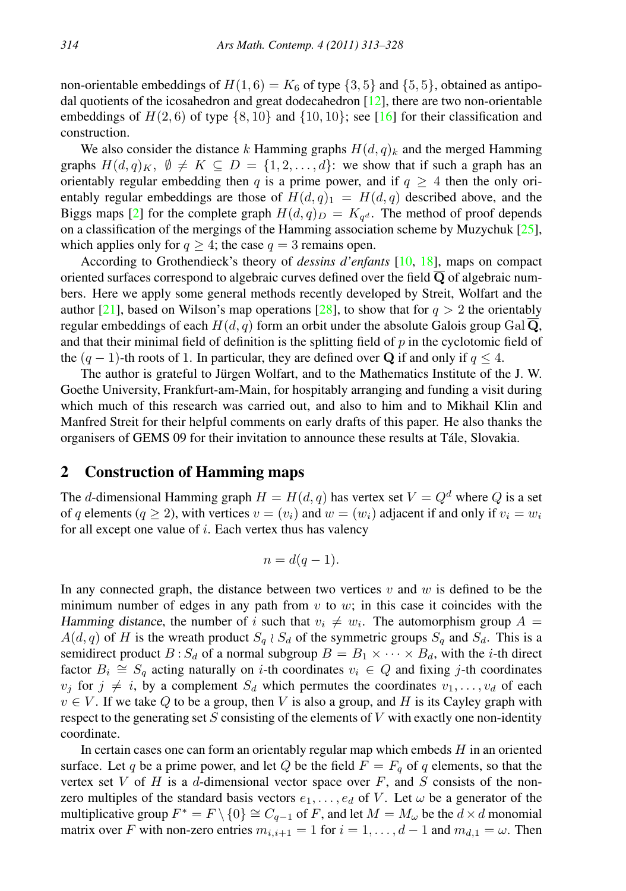non-orientable embeddings of $H(1,6) = K_6$ of type $\{3,5\}$ and $\{5,5\}$, obtained as antipodal quotients of the icosahedron and great dodecahedron [12], there are two non-orientable embeddings of $H(2,6)$ of type $\{8,10\}$ and $\{10,10\}$; see [16] for their classification and construction.

We also consider the distance $k$ Hamming graphs $H(d,q)_k$ and the merged Hamming graphs $H(d,q)_K$, $\emptyset \neq K \subseteq D = \{1,2,\ldots,d\}$: we show that if such a graph has an orientably regular embedding then $q$ is a prime power, and if $q \geq 4$ then the only orientably regular embeddings are those of $H(d,q)_1 = H(d,q)$ described above, and the Biggs maps [2] for the complete graph $H(d,q)_D = K_{q^d}$. The method of proof depends on a classification of the mergings of the Hamming association scheme by Muzychuk [25], which applies only for $q \geq 4$; the case $q = 3$ remains open.

According to Grothendieck's theory of *dessins d'enfants* [10, 18], maps on compact oriented surfaces correspond to algebraic curves defined over the field $\overline{\mathbf{Q}}$ of algebraic numbers. Here we apply some general methods recently developed by Streit, Wolfart and the author [21], based on Wilson's map operations [28], to show that for $q > 2$ the orientably regular embeddings of each $H(d,q)$ form an orbit under the absolute Galois group $\mathrm{Gal}\,\overline{\mathbf{Q}}$, and that their minimal field of definition is the splitting field of $p$ in the cyclotomic field of the $(q-1)$-th roots of 1. In particular, they are defined over $\mathbf{Q}$ if and only if $q \leq 4$.

The author is grateful to Jürgen Wolfart, and to the Mathematics Institute of the J. W. Goethe University, Frankfurt-am-Main, for hospitably arranging and funding a visit during which much of this research was carried out, and also to him and to Mikhail Klin and Manfred Streit for their helpful comments on early drafts of this paper. He also thanks the organisers of GEMS 09 for their invitation to announce these results at Tále, Slovakia.

## 2 Construction of Hamming maps

The $d$-dimensional Hamming graph $H = H(d,q)$ has vertex set $V = Q^d$ where $Q$ is a set of $q$ elements ($q \geq 2$), with vertices $v = (v_i)$ and $w = (w_i)$ adjacent if and only if $v_i = w_i$ for all except one value of $i$. Each vertex thus has valency

$$n = d(q-1).$$

In any connected graph, the distance between two vertices $v$ and $w$ is defined to be the minimum number of edges in any path from $v$ to $w$; in this case it coincides with the *Hamming distance*, the number of $i$ such that $v_i \neq w_i$. The automorphism group $A = A(d,q)$ of $H$ is the wreath product $S_q \wr S_d$ of the symmetric groups $S_q$ and $S_d$. This is a semidirect product $B : S_d$ of a normal subgroup $B = B_1 \times \cdots \times B_d$, with the $i$-th direct factor $B_i \cong S_q$ acting naturally on $i$-th coordinates $v_i \in Q$ and fixing $j$-th coordinates $v_j$ for $j \neq i$, by a complement $S_d$ which permutes the coordinates $v_1, \ldots, v_d$ of each $v \in V$. If we take $Q$ to be a group, then $V$ is also a group, and $H$ is its Cayley graph with respect to the generating set $S$ consisting of the elements of $V$ with exactly one non-identity coordinate.

In certain cases one can form an orientably regular map which embeds $H$ in an oriented surface. Let $q$ be a prime power, and let $Q$ be the field $F = F_q$ of $q$ elements, so that the vertex set $V$ of $H$ is a $d$-dimensional vector space over $F$, and $S$ consists of the non-zero multiples of the standard basis vectors $e_1, \ldots, e_d$ of $V$. Let $\omega$ be a generator of the multiplicative group $F^* = F \setminus \{0\} \cong C_{q-1}$ of $F$, and let $M = M_\omega$ be the $d \times d$ monomial matrix over $F$ with non-zero entries $m_{i,i+1} = 1$ for $i = 1, \ldots, d-1$ and $m_{d,1} = \omega$. Then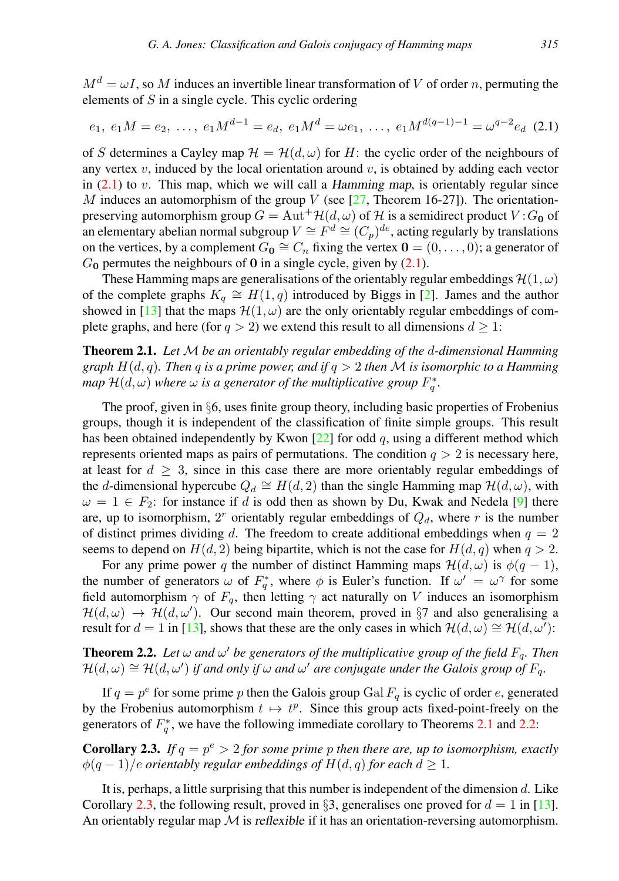$M^d = \omega I$, so $M$ induces an invertible linear transformation of $V$ of order $n$, permuting the elements of $S$ in a single cycle. This cyclic ordering

$$e_1,\ e_1M = e_2,\ \ldots,\ e_1M^{d-1} = e_d,\ e_1M^d = \omega e_1,\ \ldots,\ e_1M^{d(q-1)-1} = \omega^{q-2}e_d \quad (2.1)$$

of $S$ determines a Cayley map $\mathcal{H} = \mathcal{H}(d, \omega)$ for $H$: the cyclic order of the neighbours of any vertex $v$, induced by the local orientation around $v$, is obtained by adding each vector in (2.1) to $v$. This map, which we will call a *Hamming map*, is orientably regular since $M$ induces an automorphism of the group $V$ (see [27, Theorem 16-27]). The orientation-preserving automorphism group $G = \mathrm{Aut}^+\mathcal{H}(d, \omega)$ of $\mathcal{H}$ is a semidirect product $V : G_{\mathbf{0}}$ of an elementary abelian normal subgroup $V \cong F^d \cong (C_p)^{de}$, acting regularly by translations on the vertices, by a complement $G_{\mathbf{0}} \cong C_n$ fixing the vertex $\mathbf{0} = (0, \ldots, 0)$; a generator of $G_{\mathbf{0}}$ permutes the neighbours of $\mathbf{0}$ in a single cycle, given by (2.1).

These Hamming maps are generalisations of the orientably regular embeddings $\mathcal{H}(1, \omega)$ of the complete graphs $K_q \cong H(1, q)$ introduced by Biggs in [2]. James and the author showed in [13] that the maps $\mathcal{H}(1, \omega)$ are the only orientably regular embeddings of complete graphs, and here (for $q > 2$) we extend this result to all dimensions $d \geq 1$:

**Theorem 2.1.** *Let $\mathcal{M}$ be an orientably regular embedding of the $d$-dimensional Hamming graph $H(d, q)$. Then $q$ is a prime power, and if $q > 2$ then $\mathcal{M}$ is isomorphic to a Hamming map $\mathcal{H}(d, \omega)$ where $\omega$ is a generator of the multiplicative group $F_q^*$.*

The proof, given in §6, uses finite group theory, including basic properties of Frobenius groups, though it is independent of the classification of finite simple groups. This result has been obtained independently by Kwon [22] for odd $q$, using a different method which represents oriented maps as pairs of permutations. The condition $q > 2$ is necessary here, at least for $d \geq 3$, since in this case there are more orientably regular embeddings of the $d$-dimensional hypercube $Q_d \cong H(d, 2)$ than the single Hamming map $\mathcal{H}(d, \omega)$, with $\omega = 1 \in F_2$: for instance if $d$ is odd then as shown by Du, Kwak and Nedela [9] there are, up to isomorphism, $2^r$ orientably regular embeddings of $Q_d$, where $r$ is the number of distinct primes dividing $d$. The freedom to create additional embeddings when $q = 2$ seems to depend on $H(d, 2)$ being bipartite, which is not the case for $H(d, q)$ when $q > 2$.

For any prime power $q$ the number of distinct Hamming maps $\mathcal{H}(d, \omega)$ is $\phi(q - 1)$, the number of generators $\omega$ of $F_q^*$, where $\phi$ is Euler's function. If $\omega' = \omega^\gamma$ for some field automorphism $\gamma$ of $F_q$, then letting $\gamma$ act naturally on $V$ induces an isomorphism $\mathcal{H}(d, \omega) \to \mathcal{H}(d, \omega')$. Our second main theorem, proved in §7 and also generalising a result for $d = 1$ in [13], shows that these are the only cases in which $\mathcal{H}(d, \omega) \cong \mathcal{H}(d, \omega')$:

**Theorem 2.2.** *Let $\omega$ and $\omega'$ be generators of the multiplicative group of the field $F_q$. Then $\mathcal{H}(d, \omega) \cong \mathcal{H}(d, \omega')$ if and only if $\omega$ and $\omega'$ are conjugate under the Galois group of $F_q$.*

If $q = p^e$ for some prime $p$ then the Galois group $\mathrm{Gal}\, F_q$ is cyclic of order $e$, generated by the Frobenius automorphism $t \mapsto t^p$. Since this group acts fixed-point-freely on the generators of $F_q^*$, we have the following immediate corollary to Theorems 2.1 and 2.2:

**Corollary 2.3.** *If $q = p^e > 2$ for some prime $p$ then there are, up to isomorphism, exactly $\phi(q - 1)/e$ orientably regular embeddings of $H(d, q)$ for each $d \geq 1$.*

It is, perhaps, a little surprising that this number is independent of the dimension $d$. Like Corollary 2.3, the following result, proved in §3, generalises one proved for $d = 1$ in [13]. An orientably regular map $\mathcal{M}$ is *reflexible* if it has an orientation-reversing automorphism.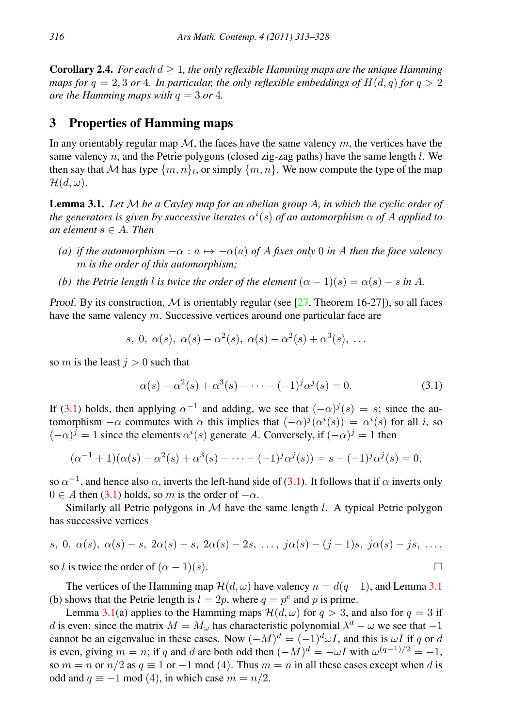**Corollary 2.4.** *For each $d \geq 1$, the only reflexible Hamming maps are the unique Hamming maps for $q = 2, 3$ or $4$. In particular, the only reflexible embeddings of $H(d, q)$ for $q > 2$ are the Hamming maps with $q = 3$ or $4$.*

## 3 Properties of Hamming maps

In any orientably regular map $\mathcal{M}$, the faces have the same valency $m$, the vertices have the same valency $n$, and the Petrie polygons (closed zig-zag paths) have the same length $l$. We then say that $\mathcal{M}$ has *type* $\{m, n\}_l$, or simply $\{m, n\}$. We now compute the type of the map $\mathcal{H}(d, \omega)$.

**Lemma 3.1.** *Let $\mathcal{M}$ be a Cayley map for an abelian group $A$, in which the cyclic order of the generators is given by successive iterates $\alpha^i(s)$ of an automorphism $\alpha$ of $A$ applied to an element $s \in A$. Then*

- *(a) if the automorphism $-\alpha : a \mapsto -\alpha(a)$ of $A$ fixes only $0$ in $A$ then the face valency $m$ is the order of this automorphism;*
- *(b) the Petrie length $l$ is twice the order of the element $(\alpha - 1)(s) = \alpha(s) - s$ in $A$.*

*Proof.* By its construction, $\mathcal{M}$ is orientably regular (see [27, Theorem 16-27]), so all faces have the same valency $m$. Successive vertices around one particular face are

$$s,\ 0,\ \alpha(s),\ \alpha(s) - \alpha^2(s),\ \alpha(s) - \alpha^2(s) + \alpha^3(s),\ \ldots$$

so $m$ is the least $j > 0$ such that

$$\alpha(s) - \alpha^2(s) + \alpha^3(s) - \cdots - (-1)^j \alpha^j(s) = 0. \tag{3.1}$$

If (3.1) holds, then applying $\alpha^{-1}$ and adding, we see that $(-\alpha)^j(s) = s$; since the automorphism $-\alpha$ commutes with $\alpha$ this implies that $(-\alpha)^j(\alpha^i(s)) = \alpha^i(s)$ for all $i$, so $(-\alpha)^j = 1$ since the elements $\alpha^i(s)$ generate $A$. Conversely, if $(-\alpha)^j = 1$ then

$$(\alpha^{-1} + 1)(\alpha(s) - \alpha^2(s) + \alpha^3(s) - \cdots - (-1)^j \alpha^j(s)) = s - (-1)^j \alpha^j(s) = 0,$$

so $\alpha^{-1}$, and hence also $\alpha$, inverts the left-hand side of (3.1). It follows that if $\alpha$ inverts only $0 \in A$ then (3.1) holds, so $m$ is the order of $-\alpha$.

Similarly all Petrie polygons in $\mathcal{M}$ have the same length $l$. A typical Petrie polygon has successive vertices

$$s,\ 0,\ \alpha(s),\ \alpha(s) - s,\ 2\alpha(s) - s,\ 2\alpha(s) - 2s,\ \ldots,\ j\alpha(s) - (j-1)s,\ j\alpha(s) - js,\ \ldots,$$

so $l$ is twice the order of $(\alpha - 1)(s)$. □

The vertices of the Hamming map $\mathcal{H}(d, \omega)$ have valency $n = d(q-1)$, and Lemma 3.1 (b) shows that the Petrie length is $l = 2p$, where $q = p^e$ and $p$ is prime.

Lemma 3.1(a) applies to the Hamming maps $\mathcal{H}(d, \omega)$ for $q > 3$, and also for $q = 3$ if $d$ is even: since the matrix $M = M_\omega$ has characteristic polynomial $\lambda^d - \omega$ we see that $-1$ cannot be an eigenvalue in these cases. Now $(-M)^d = (-1)^d \omega I$, and this is $\omega I$ if $q$ or $d$ is even, giving $m = n$; if $q$ and $d$ are both odd then $(-M)^d = -\omega I$ with $\omega^{(q-1)/2} = -1$, so $m = n$ or $n/2$ as $q \equiv 1$ or $-1 \bmod (4)$. Thus $m = n$ in all these cases except when $d$ is odd and $q \equiv -1 \bmod (4)$, in which case $m = n/2$.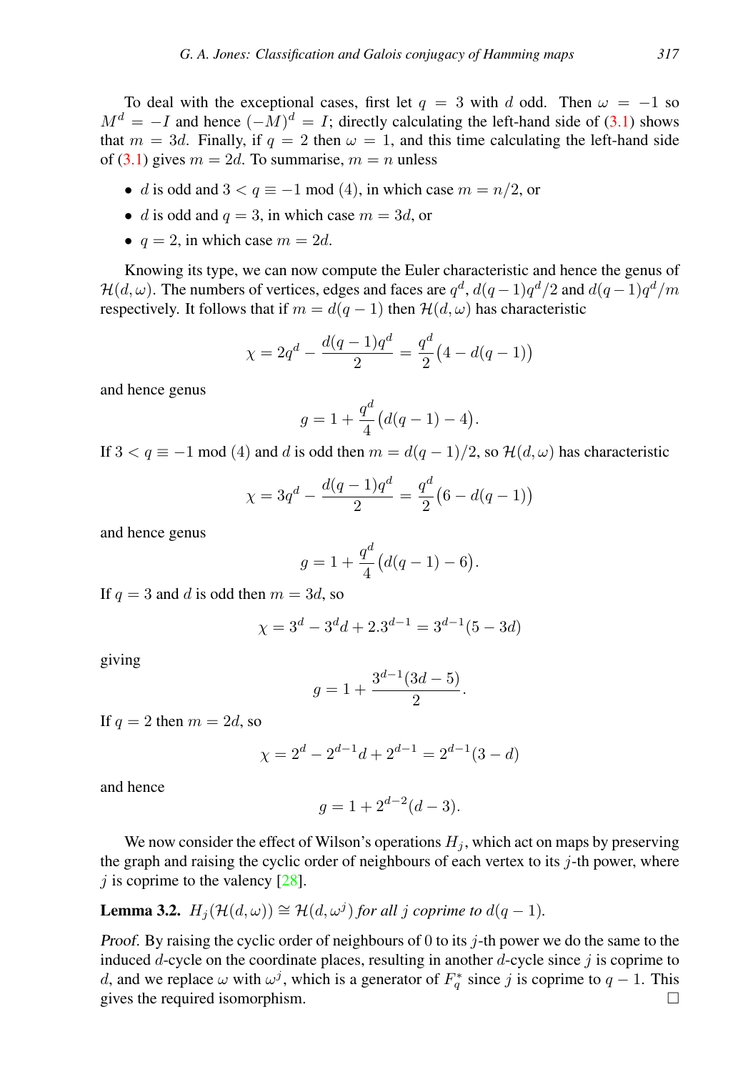To deal with the exceptional cases, first let $q = 3$ with $d$ odd. Then $\omega = -1$ so $M^d = -I$ and hence $(-M)^d = I$; directly calculating the left-hand side of (3.1) shows that $m = 3d$. Finally, if $q = 2$ then $\omega = 1$, and this time calculating the left-hand side of (3.1) gives $m = 2d$. To summarise, $m = n$ unless

- $d$ is odd and $3 < q \equiv -1 \bmod (4)$, in which case $m = n/2$, or
- $d$ is odd and $q = 3$, in which case $m = 3d$, or
- $q = 2$, in which case $m = 2d$.

Knowing its type, we can now compute the Euler characteristic and hence the genus of $\mathcal{H}(d, \omega)$. The numbers of vertices, edges and faces are $q^d$, $d(q-1)q^d/2$ and $d(q-1)q^d/m$ respectively. It follows that if $m = d(q-1)$ then $\mathcal{H}(d, \omega)$ has characteristic

$$\chi = 2q^d - \frac{d(q-1)q^d}{2} = \frac{q^d}{2}\big(4 - d(q-1)\big)$$

and hence genus

$$g = 1 + \frac{q^d}{4}\big(d(q-1) - 4\big).$$

If $3 < q \equiv -1 \bmod (4)$ and $d$ is odd then $m = d(q-1)/2$, so $\mathcal{H}(d, \omega)$ has characteristic

$$\chi = 3q^d - \frac{d(q-1)q^d}{2} = \frac{q^d}{2}\big(6 - d(q-1)\big)$$

and hence genus

$$g = 1 + \frac{q^d}{4}\big(d(q-1) - 6\big).$$

If $q = 3$ and $d$ is odd then $m = 3d$, so

$$\chi = 3^d - 3^d d + 2.3^{d-1} = 3^{d-1}(5 - 3d)$$

giving

$$g = 1 + \frac{3^{d-1}(3d-5)}{2}.$$

If $q = 2$ then $m = 2d$, so

$$\chi = 2^d - 2^{d-1}d + 2^{d-1} = 2^{d-1}(3 - d)$$

and hence

$$g = 1 + 2^{d-2}(d-3).$$

We now consider the effect of Wilson's operations $H_j$, which act on maps by preserving the graph and raising the cyclic order of neighbours of each vertex to its $j$-th power, where $j$ is coprime to the valency [28].

**Lemma 3.2.** *$H_j(\mathcal{H}(d, \omega)) \cong \mathcal{H}(d, \omega^j)$ for all $j$ coprime to $d(q-1)$.*

*Proof.* By raising the cyclic order of neighbours of 0 to its $j$-th power we do the same to the induced $d$-cycle on the coordinate places, resulting in another $d$-cycle since $j$ is coprime to $d$, and we replace $\omega$ with $\omega^j$, which is a generator of $F_q^*$ since $j$ is coprime to $q-1$. This gives the required isomorphism. □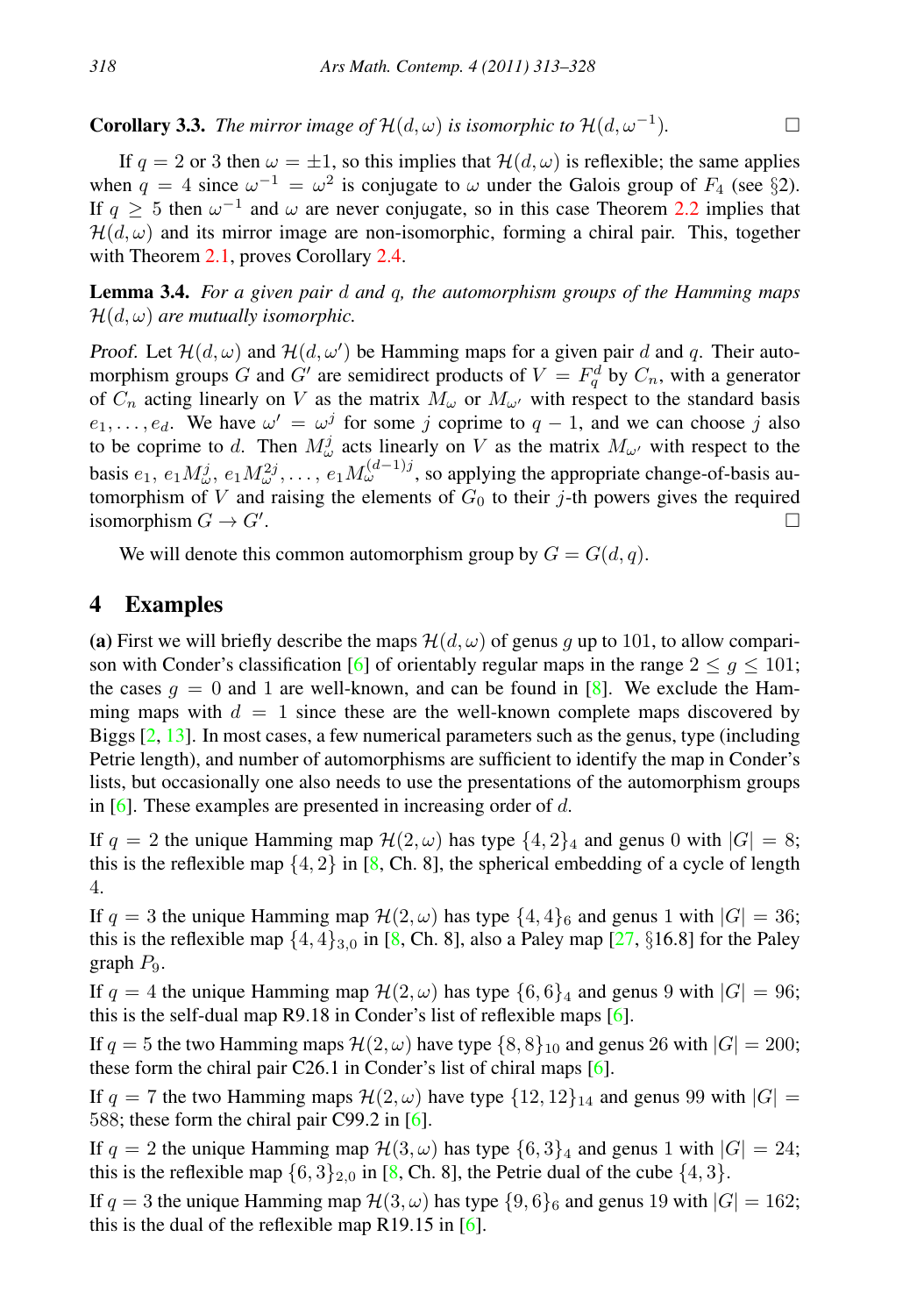**Corollary 3.3.** *The mirror image of $\mathcal{H}(d, \omega)$ is isomorphic to $\mathcal{H}(d, \omega^{-1})$.* $\square$

If $q = 2$ or $3$ then $\omega = \pm 1$, so this implies that $\mathcal{H}(d, \omega)$ is reflexible; the same applies when $q = 4$ since $\omega^{-1} = \omega^2$ is conjugate to $\omega$ under the Galois group of $F_4$ (see §2). If $q \geq 5$ then $\omega^{-1}$ and $\omega$ are never conjugate, so in this case Theorem 2.2 implies that $\mathcal{H}(d, \omega)$ and its mirror image are non-isomorphic, forming a chiral pair. This, together with Theorem 2.1, proves Corollary 2.4.

**Lemma 3.4.** *For a given pair $d$ and $q$, the automorphism groups of the Hamming maps $\mathcal{H}(d, \omega)$ are mutually isomorphic.*

*Proof.* Let $\mathcal{H}(d, \omega)$ and $\mathcal{H}(d, \omega')$ be Hamming maps for a given pair $d$ and $q$. Their automorphism groups $G$ and $G'$ are semidirect products of $V = F_q^d$ by $C_n$, with a generator of $C_n$ acting linearly on $V$ as the matrix $M_\omega$ or $M_{\omega'}$ with respect to the standard basis $e_1, \ldots, e_d$. We have $\omega' = \omega^j$ for some $j$ coprime to $q-1$, and we can choose $j$ also to be coprime to $d$. Then $M_\omega^j$ acts linearly on $V$ as the matrix $M_{\omega'}$ with respect to the basis $e_1, e_1 M_\omega^j, e_1 M_\omega^{2j}, \ldots, e_1 M_\omega^{(d-1)j}$, so applying the appropriate change-of-basis automorphism of $V$ and raising the elements of $G_0$ to their $j$-th powers gives the required isomorphism $G \to G'$. $\square$

We will denote this common automorphism group by $G = G(d, q)$.

## 4 Examples

**(a)** First we will briefly describe the maps $\mathcal{H}(d, \omega)$ of genus $g$ up to 101, to allow comparison with Conder's classification [6] of orientably regular maps in the range $2 \leq g \leq 101$; the cases $g = 0$ and 1 are well-known, and can be found in [8]. We exclude the Hamming maps with $d = 1$ since these are the well-known complete maps discovered by Biggs [2, 13]. In most cases, a few numerical parameters such as the genus, type (including Petrie length), and number of automorphisms are sufficient to identify the map in Conder's lists, but occasionally one also needs to use the presentations of the automorphism groups in [6]. These examples are presented in increasing order of $d$.

If $q = 2$ the unique Hamming map $\mathcal{H}(2, \omega)$ has type $\{4, 2\}_4$ and genus 0 with $|G| = 8$; this is the reflexible map $\{4, 2\}$ in [8, Ch. 8], the spherical embedding of a cycle of length 4.

If $q = 3$ the unique Hamming map $\mathcal{H}(2, \omega)$ has type $\{4, 4\}_6$ and genus 1 with $|G| = 36$; this is the reflexible map $\{4, 4\}_{3,0}$ in [8, Ch. 8], also a Paley map [27, §16.8] for the Paley graph $P_9$.

If $q = 4$ the unique Hamming map $\mathcal{H}(2, \omega)$ has type $\{6, 6\}_4$ and genus 9 with $|G| = 96$; this is the self-dual map R9.18 in Conder's list of reflexible maps [6].

If $q = 5$ the two Hamming maps $\mathcal{H}(2, \omega)$ have type $\{8, 8\}_{10}$ and genus 26 with $|G| = 200$; these form the chiral pair C26.1 in Conder's list of chiral maps [6].

If $q = 7$ the two Hamming maps $\mathcal{H}(2, \omega)$ have type $\{12, 12\}_{14}$ and genus 99 with $|G| = 588$; these form the chiral pair C99.2 in [6].

If $q = 2$ the unique Hamming map $\mathcal{H}(3, \omega)$ has type $\{6, 3\}_4$ and genus 1 with $|G| = 24$; this is the reflexible map $\{6, 3\}_{2,0}$ in [8, Ch. 8], the Petrie dual of the cube $\{4, 3\}$.

If $q = 3$ the unique Hamming map $\mathcal{H}(3, \omega)$ has type $\{9, 6\}_6$ and genus 19 with $|G| = 162$; this is the dual of the reflexible map R19.15 in [6].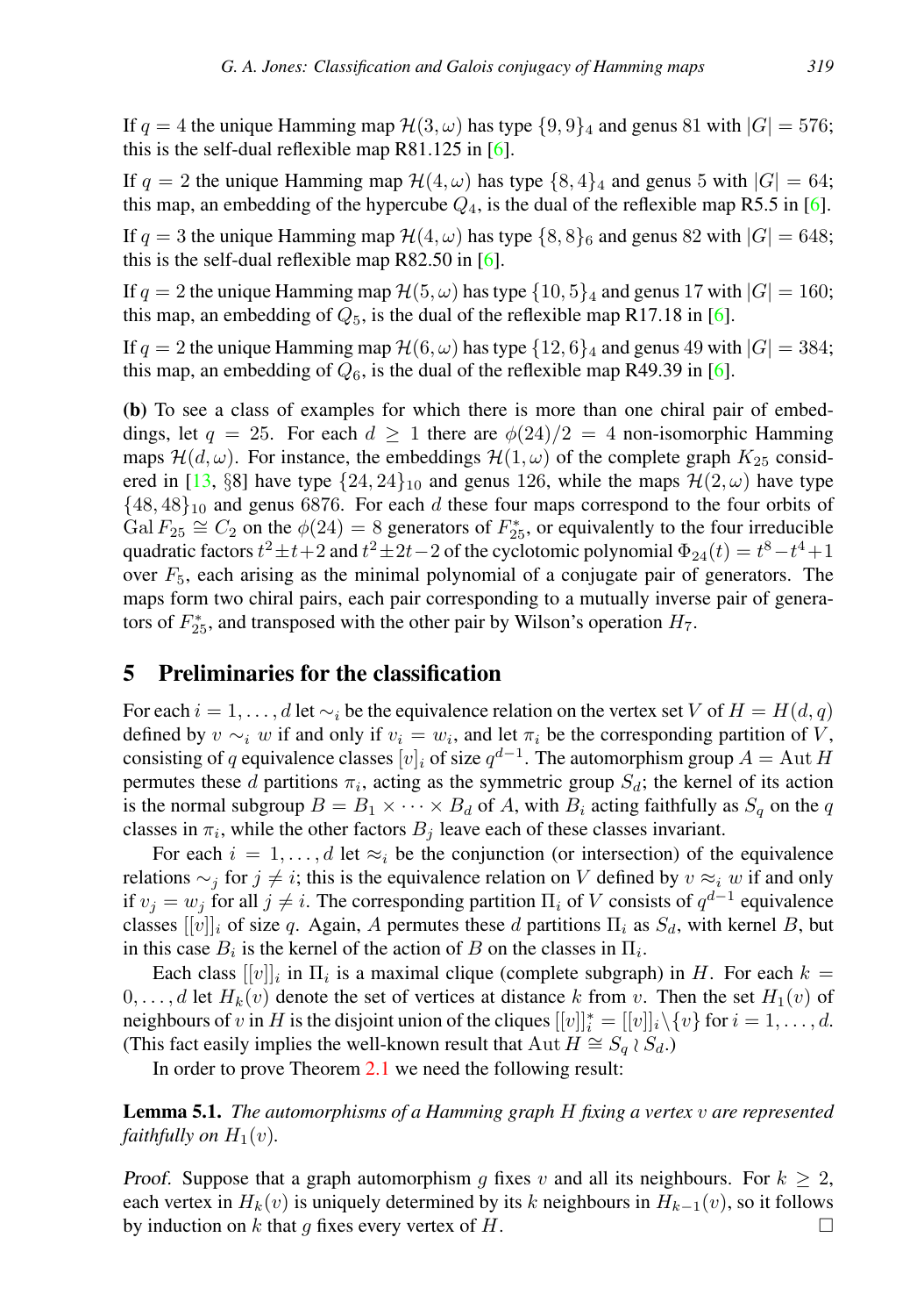If $q = 4$ the unique Hamming map $\mathcal{H}(3,\omega)$ has type $\{9,9\}_4$ and genus 81 with $|G| = 576$; this is the self-dual reflexible map R81.125 in [6].

If $q = 2$ the unique Hamming map $\mathcal{H}(4,\omega)$ has type $\{8,4\}_4$ and genus 5 with $|G| = 64$; this map, an embedding of the hypercube $Q_4$, is the dual of the reflexible map R5.5 in [6].

If $q = 3$ the unique Hamming map $\mathcal{H}(4,\omega)$ has type $\{8,8\}_6$ and genus 82 with $|G| = 648$; this is the self-dual reflexible map R82.50 in [6].

If $q = 2$ the unique Hamming map $\mathcal{H}(5,\omega)$ has type $\{10,5\}_4$ and genus 17 with $|G| = 160$; this map, an embedding of $Q_5$, is the dual of the reflexible map R17.18 in [6].

If $q = 2$ the unique Hamming map $\mathcal{H}(6,\omega)$ has type $\{12,6\}_4$ and genus 49 with $|G| = 384$; this map, an embedding of $Q_6$, is the dual of the reflexible map R49.39 in [6].

**(b)** To see a class of examples for which there is more than one chiral pair of embeddings, let $q = 25$. For each $d \geq 1$ there are $\phi(24)/2 = 4$ non-isomorphic Hamming maps $\mathcal{H}(d,\omega)$. For instance, the embeddings $\mathcal{H}(1,\omega)$ of the complete graph $K_{25}$ considered in [13, §8] have type $\{24,24\}_{10}$ and genus 126, while the maps $\mathcal{H}(2,\omega)$ have type $\{48,48\}_{10}$ and genus 6876. For each $d$ these four maps correspond to the four orbits of $\mathrm{Gal}\,F_{25} \cong C_2$ on the $\phi(24) = 8$ generators of $F_{25}^*$, or equivalently to the four irreducible quadratic factors $t^2 \pm t + 2$ and $t^2 \pm 2t - 2$ of the cyclotomic polynomial $\Phi_{24}(t) = t^8 - t^4 + 1$ over $F_5$, each arising as the minimal polynomial of a conjugate pair of generators. The maps form two chiral pairs, each pair corresponding to a mutually inverse pair of generators of $F_{25}^*$, and transposed with the other pair by Wilson's operation $H_7$.

## 5 Preliminaries for the classification

For each $i = 1,\ldots,d$ let $\sim_i$ be the equivalence relation on the vertex set $V$ of $H = H(d,q)$ defined by $v \sim_i w$ if and only if $v_i = w_i$, and let $\pi_i$ be the corresponding partition of $V$, consisting of $q$ equivalence classes $[v]_i$ of size $q^{d-1}$. The automorphism group $A = \mathrm{Aut}\,H$ permutes these $d$ partitions $\pi_i$, acting as the symmetric group $S_d$; the kernel of its action is the normal subgroup $B = B_1 \times \cdots \times B_d$ of $A$, with $B_i$ acting faithfully as $S_q$ on the $q$ classes in $\pi_i$, while the other factors $B_j$ leave each of these classes invariant.

For each $i = 1,\ldots,d$ let $\approx_i$ be the conjunction (or intersection) of the equivalence relations $\sim_j$ for $j \neq i$; this is the equivalence relation on $V$ defined by $v \approx_i w$ if and only if $v_j = w_j$ for all $j \neq i$. The corresponding partition $\Pi_i$ of $V$ consists of $q^{d-1}$ equivalence classes $[[v]]_i$ of size $q$. Again, $A$ permutes these $d$ partitions $\Pi_i$ as $S_d$, with kernel $B$, but in this case $B_i$ is the kernel of the action of $B$ on the classes in $\Pi_i$.

Each class $[[v]]_i$ in $\Pi_i$ is a maximal clique (complete subgraph) in $H$. For each $k = 0,\ldots,d$ let $H_k(v)$ denote the set of vertices at distance $k$ from $v$. Then the set $H_1(v)$ of neighbours of $v$ in $H$ is the disjoint union of the cliques $[[v]]_i^* = [[v]]_i \setminus \{v\}$ for $i = 1,\ldots,d$. (This fact easily implies the well-known result that $\mathrm{Aut}\,H \cong S_q \wr S_d$.)

In order to prove Theorem 2.1 we need the following result:

**Lemma 5.1.** *The automorphisms of a Hamming graph $H$ fixing a vertex $v$ are represented faithfully on $H_1(v)$.*

*Proof.* Suppose that a graph automorphism $g$ fixes $v$ and all its neighbours. For $k \geq 2$, each vertex in $H_k(v)$ is uniquely determined by its $k$ neighbours in $H_{k-1}(v)$, so it follows by induction on $k$ that $g$ fixes every vertex of $H$. □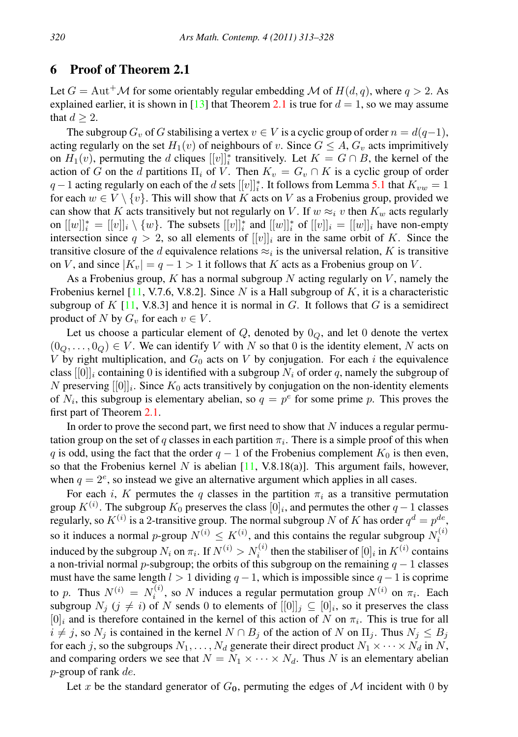## 6 Proof of Theorem 2.1

Let $G = \mathrm{Aut}^+\mathcal{M}$ for some orientably regular embedding $\mathcal{M}$ of $H(d,q)$, where $q > 2$. As explained earlier, it is shown in [13] that Theorem 2.1 is true for $d = 1$, so we may assume that $d \geq 2$.

The subgroup $G_v$ of $G$ stabilising a vertex $v \in V$ is a cyclic group of order $n = d(q-1)$, acting regularly on the set $H_1(v)$ of neighbours of $v$. Since $G \leq A$, $G_v$ acts imprimitively on $H_1(v)$, permuting the $d$ cliques $[[v]]_i^*$ transitively. Let $K = G \cap B$, the kernel of the action of $G$ on the $d$ partitions $\Pi_i$ of $V$. Then $K_v = G_v \cap K$ is a cyclic group of order $q-1$ acting regularly on each of the $d$ sets $[[v]]_i^*$. It follows from Lemma 5.1 that $K_{vw} = 1$ for each $w \in V \setminus \{v\}$. This will show that $K$ acts on $V$ as a Frobenius group, provided we can show that $K$ acts transitively but not regularly on $V$. If $w \approx_i v$ then $K_w$ acts regularly on $[[w]]_i^* = [[v]]_i \setminus \{w\}$. The subsets $[[v]]_i^*$ and $[[w]]_i^*$ of $[[v]]_i = [[w]]_i$ have non-empty intersection since $q > 2$, so all elements of $[[v]]_i$ are in the same orbit of $K$. Since the transitive closure of the $d$ equivalence relations $\approx_i$ is the universal relation, $K$ is transitive on $V$, and since $|K_v| = q - 1 > 1$ it follows that $K$ acts as a Frobenius group on $V$.

As a Frobenius group, $K$ has a normal subgroup $N$ acting regularly on $V$, namely the Frobenius kernel [11, V.7.6, V.8.2]. Since $N$ is a Hall subgroup of $K$, it is a characteristic subgroup of $K$ [11, V.8.3] and hence it is normal in $G$. It follows that $G$ is a semidirect product of $N$ by $G_v$ for each $v \in V$.

Let us choose a particular element of $Q$, denoted by $0_Q$, and let $0$ denote the vertex $(0_Q, \ldots, 0_Q) \in V$. We can identify $V$ with $N$ so that $0$ is the identity element, $N$ acts on $V$ by right multiplication, and $G_0$ acts on $V$ by conjugation. For each $i$ the equivalence class $[[0]]_i$ containing $0$ is identified with a subgroup $N_i$ of order $q$, namely the subgroup of $N$ preserving $[[0]]_i$. Since $K_0$ acts transitively by conjugation on the non-identity elements of $N_i$, this subgroup is elementary abelian, so $q = p^e$ for some prime $p$. This proves the first part of Theorem 2.1.

In order to prove the second part, we first need to show that $N$ induces a regular permutation group on the set of $q$ classes in each partition $\pi_i$. There is a simple proof of this when $q$ is odd, using the fact that the order $q-1$ of the Frobenius complement $K_0$ is then even, so that the Frobenius kernel $N$ is abelian [11, V.8.18(a)]. This argument fails, however, when $q = 2^e$, so instead we give an alternative argument which applies in all cases.

For each $i$, $K$ permutes the $q$ classes in the partition $\pi_i$ as a transitive permutation group $K^{(i)}$. The subgroup $K_0$ preserves the class $[0]_i$, and permutes the other $q-1$ classes regularly, so $K^{(i)}$ is a 2-transitive group. The normal subgroup $N$ of $K$ has order $q^d = p^{de}$, so it induces a normal $p$-group $N^{(i)} \leq K^{(i)}$, and this contains the regular subgroup $N_i^{(i)}$ induced by the subgroup $N_i$ on $\pi_i$. If $N^{(i)} > N_i^{(i)}$ then the stabiliser of $[0]_i$ in $K^{(i)}$ contains a non-trivial normal $p$-subgroup; the orbits of this subgroup on the remaining $q-1$ classes must have the same length $l > 1$ dividing $q-1$, which is impossible since $q-1$ is coprime to $p$. Thus $N^{(i)} = N_i^{(i)}$, so $N$ induces a regular permutation group $N^{(i)}$ on $\pi_i$. Each subgroup $N_j$ ($j \neq i$) of $N$ sends $0$ to elements of $[[0]]_j \subseteq [0]_i$, so it preserves the class $[0]_i$ and is therefore contained in the kernel of this action of $N$ on $\pi_i$. This is true for all $i \neq j$, so $N_j$ is contained in the kernel $N \cap B_j$ of the action of $N$ on $\Pi_j$. Thus $N_j \leq B_j$ for each $j$, so the subgroups $N_1, \ldots, N_d$ generate their direct product $N_1 \times \cdots \times N_d$ in $N$, and comparing orders we see that $N = N_1 \times \cdots \times N_d$. Thus $N$ is an elementary abelian $p$-group of rank $de$.

Let $x$ be the standard generator of $G_{\mathbf{0}}$, permuting the edges of $\mathcal{M}$ incident with $0$ by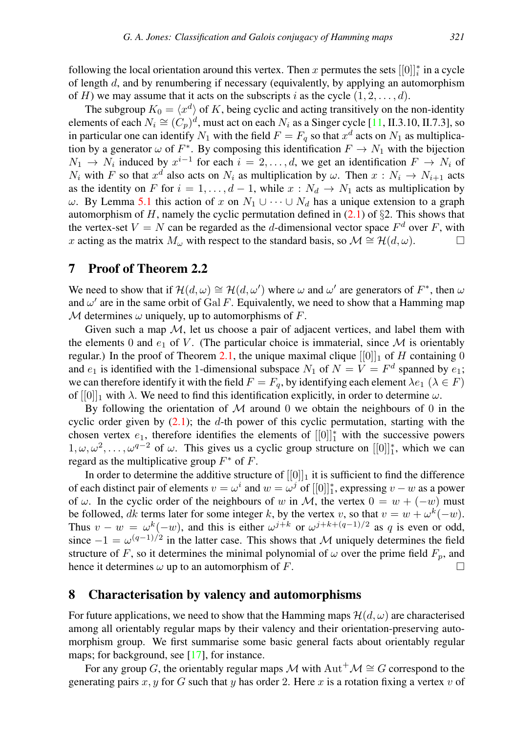following the local orientation around this vertex. Then $x$ permutes the sets $[[0]]_i^*$ in a cycle of length $d$, and by renumbering if necessary (equivalently, by applying an automorphism of $H$) we may assume that it acts on the subscripts $i$ as the cycle $(1, 2, \ldots, d)$.

The subgroup $K_0 = \langle x^d \rangle$ of $K$, being cyclic and acting transitively on the non-identity elements of each $N_i \cong (C_p)^d$, must act on each $N_i$ as a Singer cycle [11, II.3.10, II.7.3], so in particular one can identify $N_1$ with the field $F = F_q$ so that $x^d$ acts on $N_1$ as multiplication by a generator $\omega$ of $F^*$. By composing this identification $F \to N_1$ with the bijection $N_1 \to N_i$ induced by $x^{i-1}$ for each $i = 2, \ldots, d$, we get an identification $F \to N_i$ of $N_i$ with $F$ so that $x^d$ also acts on $N_i$ as multiplication by $\omega$. Then $x : N_i \to N_{i+1}$ acts as the identity on $F$ for $i = 1, \ldots, d-1$, while $x : N_d \to N_1$ acts as multiplication by $\omega$. By Lemma 5.1 this action of $x$ on $N_1 \cup \cdots \cup N_d$ has a unique extension to a graph automorphism of $H$, namely the cyclic permutation defined in (2.1) of §2. This shows that the vertex-set $V = N$ can be regarded as the $d$-dimensional vector space $F^d$ over $F$, with $x$ acting as the matrix $M_\omega$ with respect to the standard basis, so $\mathcal{M} \cong \mathcal{H}(d, \omega)$. □

## 7 Proof of Theorem 2.2

We need to show that if $\mathcal{H}(d, \omega) \cong \mathcal{H}(d, \omega')$ where $\omega$ and $\omega'$ are generators of $F^*$, then $\omega$ and $\omega'$ are in the same orbit of $\mathrm{Gal}\, F$. Equivalently, we need to show that a Hamming map $\mathcal{M}$ determines $\omega$ uniquely, up to automorphisms of $F$.

Given such a map $\mathcal{M}$, let us choose a pair of adjacent vertices, and label them with the elements $0$ and $e_1$ of $V$. (The particular choice is immaterial, since $\mathcal{M}$ is orientably regular.) In the proof of Theorem 2.1, the unique maximal clique $[[0]]_1$ of $H$ containing $0$ and $e_1$ is identified with the 1-dimensional subspace $N_1$ of $N = V = F^d$ spanned by $e_1$; we can therefore identify it with the field $F = F_q$, by identifying each element $\lambda e_1$ ($\lambda \in F$) of $[[0]]_1$ with $\lambda$. We need to find this identification explicitly, in order to determine $\omega$.

By following the orientation of $\mathcal{M}$ around $0$ we obtain the neighbours of $0$ in the cyclic order given by (2.1); the $d$-th power of this cyclic permutation, starting with the chosen vertex $e_1$, therefore identifies the elements of $[[0]]_1^*$ with the successive powers $1, \omega, \omega^2, \ldots, \omega^{q-2}$ of $\omega$. This gives us a cyclic group structure on $[[0]]_1^*$, which we can regard as the multiplicative group $F^*$ of $F$.

In order to determine the additive structure of $[[0]]_1$ it is sufficient to find the difference of each distinct pair of elements $v = \omega^i$ and $w = \omega^j$ of $[[0]]_1^*$, expressing $v - w$ as a power of $\omega$. In the cyclic order of the neighbours of $w$ in $\mathcal{M}$, the vertex $0 = w + (-w)$ must be followed, $dk$ terms later for some integer $k$, by the vertex $v$, so that $v = w + \omega^k(-w)$. Thus $v - w = \omega^k(-w)$, and this is either $\omega^{j+k}$ or $\omega^{j+k+(q-1)/2}$ as $q$ is even or odd, since $-1 = \omega^{(q-1)/2}$ in the latter case. This shows that $\mathcal{M}$ uniquely determines the field structure of $F$, so it determines the minimal polynomial of $\omega$ over the prime field $F_p$, and hence it determines $\omega$ up to an automorphism of $F$. □

## 8 Characterisation by valency and automorphisms

For future applications, we need to show that the Hamming maps $\mathcal{H}(d, \omega)$ are characterised among all orientably regular maps by their valency and their orientation-preserving automorphism group. We first summarise some basic general facts about orientably regular maps; for background, see [17], for instance.

For any group $G$, the orientably regular maps $\mathcal{M}$ with $\mathrm{Aut}^+\mathcal{M} \cong G$ correspond to the generating pairs $x, y$ for $G$ such that $y$ has order 2. Here $x$ is a rotation fixing a vertex $v$ of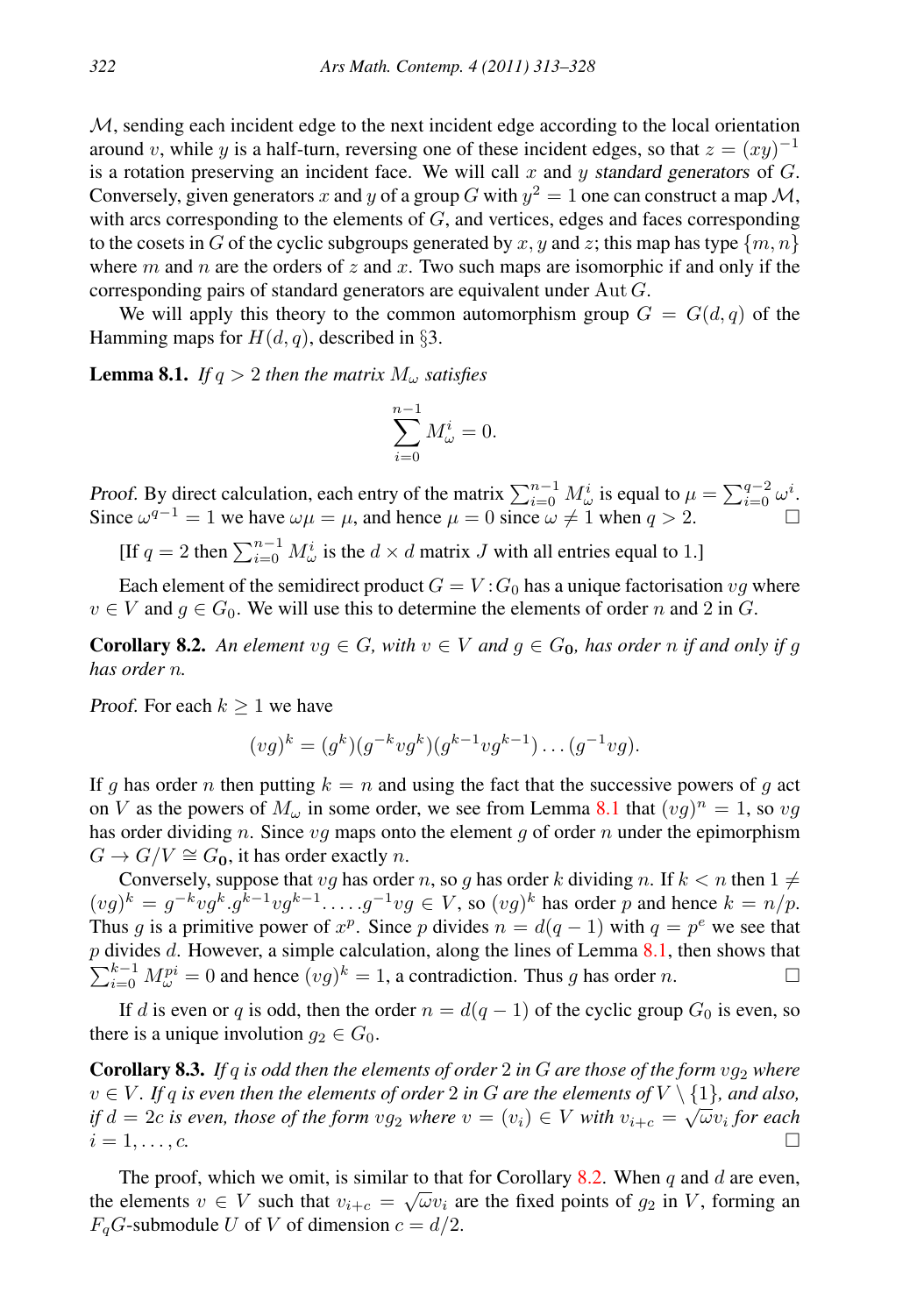$\mathcal{M}$, sending each incident edge to the next incident edge according to the local orientation around $v$, while $y$ is a half-turn, reversing one of these incident edges, so that $z = (xy)^{-1}$ is a rotation preserving an incident face. We will call $x$ and $y$ *standard generators* of $G$. Conversely, given generators $x$ and $y$ of a group $G$ with $y^2 = 1$ one can construct a map $\mathcal{M}$, with arcs corresponding to the elements of $G$, and vertices, edges and faces corresponding to the cosets in $G$ of the cyclic subgroups generated by $x, y$ and $z$; this map has type $\{m, n\}$ where $m$ and $n$ are the orders of $z$ and $x$. Two such maps are isomorphic if and only if the corresponding pairs of standard generators are equivalent under $\mathrm{Aut}\, G$.

We will apply this theory to the common automorphism group $G = G(d, q)$ of the Hamming maps for $H(d, q)$, described in §3.

**Lemma 8.1.** *If $q > 2$ then the matrix $M_\omega$ satisfies*

$$\sum_{i=0}^{n-1} M_\omega^i = 0.$$

*Proof.* By direct calculation, each entry of the matrix $\sum_{i=0}^{n-1} M_\omega^i$ is equal to $\mu = \sum_{i=0}^{q-2} \omega^i$. Since $\omega^{q-1} = 1$ we have $\omega\mu = \mu$, and hence $\mu = 0$ since $\omega \neq 1$ when $q > 2$. □

[If $q = 2$ then $\sum_{i=0}^{n-1} M_\omega^i$ is the $d \times d$ matrix $J$ with all entries equal to 1.]

Each element of the semidirect product $G = V\!:\!G_0$ has a unique factorisation $vg$ where $v \in V$ and $g \in G_0$. We will use this to determine the elements of order $n$ and 2 in $G$.

**Corollary 8.2.** *An element $vg \in G$, with $v \in V$ and $g \in G_0$, has order $n$ if and only if $g$ has order $n$.*

*Proof.* For each $k \geq 1$ we have

$$(vg)^k = (g^k)(g^{-k}vg^k)(g^{k-1}vg^{k-1})\dots(g^{-1}vg).$$

If $g$ has order $n$ then putting $k = n$ and using the fact that the successive powers of $g$ act on $V$ as the powers of $M_\omega$ in some order, we see from Lemma 8.1 that $(vg)^n = 1$, so $vg$ has order dividing $n$. Since $vg$ maps onto the element $g$ of order $n$ under the epimorphism $G \to G/V \cong G_0$, it has order exactly $n$.

Conversely, suppose that $vg$ has order $n$, so $g$ has order $k$ dividing $n$. If $k < n$ then $1 \neq (vg)^k = g^{-k}vg^k.g^{k-1}vg^{k-1}.\dots.g^{-1}vg \in V$, so $(vg)^k$ has order $p$ and hence $k = n/p$. Thus $g$ is a primitive power of $x^p$. Since $p$ divides $n = d(q-1)$ with $q = p^e$ we see that $p$ divides $d$. However, a simple calculation, along the lines of Lemma 8.1, then shows that $\sum_{i=0}^{k-1} M_\omega^{pi} = 0$ and hence $(vg)^k = 1$, a contradiction. Thus $g$ has order $n$. □

If $d$ is even or $q$ is odd, then the order $n = d(q-1)$ of the cyclic group $G_0$ is even, so there is a unique involution $g_2 \in G_0$.

**Corollary 8.3.** *If $q$ is odd then the elements of order 2 in $G$ are those of the form $vg_2$ where $v \in V$. If $q$ is even then the elements of order 2 in $G$ are the elements of $V \setminus \{1\}$, and also, if $d = 2c$ is even, those of the form $vg_2$ where $v = (v_i) \in V$ with $v_{i+c} = \sqrt{\omega}v_i$ for each $i = 1, \dots, c$.* □

The proof, which we omit, is similar to that for Corollary 8.2. When $q$ and $d$ are even, the elements $v \in V$ such that $v_{i+c} = \sqrt{\omega}v_i$ are the fixed points of $g_2$ in $V$, forming an $F_qG$-submodule $U$ of $V$ of dimension $c = d/2$.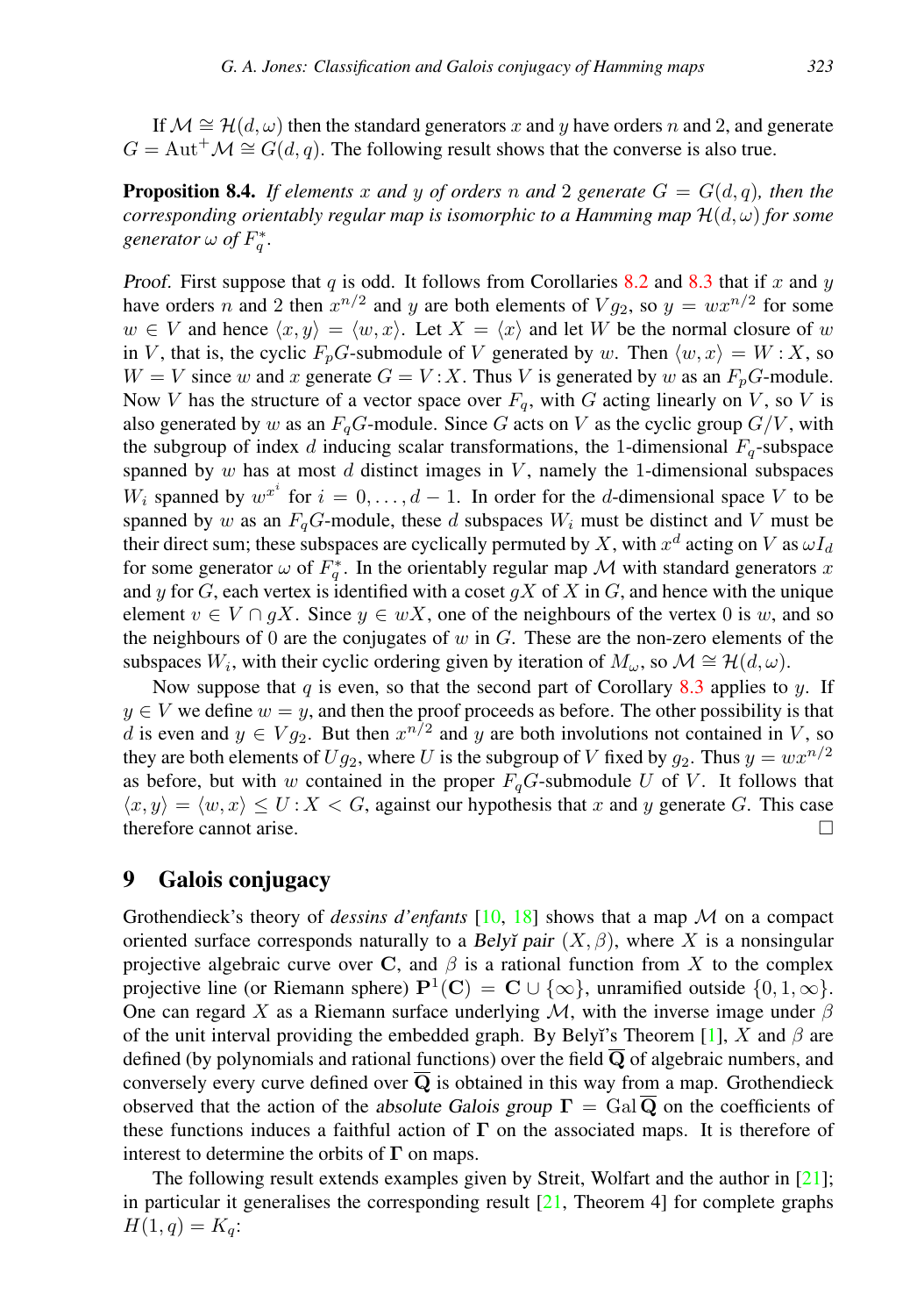If $\mathcal{M} \cong \mathcal{H}(d, \omega)$ then the standard generators $x$ and $y$ have orders $n$ and 2, and generate $G = \mathrm{Aut}^+\mathcal{M} \cong G(d, q)$. The following result shows that the converse is also true.

**Proposition 8.4.** *If elements $x$ and $y$ of orders $n$ and 2 generate $G = G(d, q)$, then the corresponding orientably regular map is isomorphic to a Hamming map $\mathcal{H}(d, \omega)$ for some generator $\omega$ of $F_q^*$.*

*Proof.* First suppose that $q$ is odd. It follows from Corollaries 8.2 and 8.3 that if $x$ and $y$ have orders $n$ and 2 then $x^{n/2}$ and $y$ are both elements of $Vg_2$, so $y = wx^{n/2}$ for some $w \in V$ and hence $\langle x, y\rangle = \langle w, x\rangle$. Let $X = \langle x\rangle$ and let $W$ be the normal closure of $w$ in $V$, that is, the cyclic $F_pG$-submodule of $V$ generated by $w$. Then $\langle w, x\rangle = W : X$, so $W = V$ since $w$ and $x$ generate $G = V : X$. Thus $V$ is generated by $w$ as an $F_pG$-module. Now $V$ has the structure of a vector space over $F_q$, with $G$ acting linearly on $V$, so $V$ is also generated by $w$ as an $F_qG$-module. Since $G$ acts on $V$ as the cyclic group $G/V$, with the subgroup of index $d$ inducing scalar transformations, the 1-dimensional $F_q$-subspace spanned by $w$ has at most $d$ distinct images in $V$, namely the 1-dimensional subspaces $W_i$ spanned by $w^{x^i}$ for $i = 0, \ldots, d-1$. In order for the $d$-dimensional space $V$ to be spanned by $w$ as an $F_qG$-module, these $d$ subspaces $W_i$ must be distinct and $V$ must be their direct sum; these subspaces are cyclically permuted by $X$, with $x^d$ acting on $V$ as $\omega I_d$ for some generator $\omega$ of $F_q^*$. In the orientably regular map $\mathcal{M}$ with standard generators $x$ and $y$ for $G$, each vertex is identified with a coset $gX$ of $X$ in $G$, and hence with the unique element $v \in V \cap gX$. Since $y \in wX$, one of the neighbours of the vertex 0 is $w$, and so the neighbours of 0 are the conjugates of $w$ in $G$. These are the non-zero elements of the subspaces $W_i$, with their cyclic ordering given by iteration of $M_\omega$, so $\mathcal{M} \cong \mathcal{H}(d, \omega)$.

Now suppose that $q$ is even, so that the second part of Corollary 8.3 applies to $y$. If $y \in V$ we define $w = y$, and then the proof proceeds as before. The other possibility is that $d$ is even and $y \in Vg_2$. But then $x^{n/2}$ and $y$ are both involutions not contained in $V$, so they are both elements of $Ug_2$, where $U$ is the subgroup of $V$ fixed by $g_2$. Thus $y = wx^{n/2}$ as before, but with $w$ contained in the proper $F_qG$-submodule $U$ of $V$. It follows that $\langle x, y\rangle = \langle w, x\rangle \leq U : X < G$, against our hypothesis that $x$ and $y$ generate $G$. This case therefore cannot arise. $\square$

## 9 Galois conjugacy

Grothendieck's theory of *dessins d'enfants* [10, 18] shows that a map $\mathcal{M}$ on a compact oriented surface corresponds naturally to a *Belyĭ pair* $(X, \beta)$, where $X$ is a nonsingular projective algebraic curve over $\mathbf{C}$, and $\beta$ is a rational function from $X$ to the complex projective line (or Riemann sphere) $\mathbf{P}^1(\mathbf{C}) = \mathbf{C} \cup \{\infty\}$, unramified outside $\{0, 1, \infty\}$. One can regard $X$ as a Riemann surface underlying $\mathcal{M}$, with the inverse image under $\beta$ of the unit interval providing the embedded graph. By Belyĭ's Theorem [1], $X$ and $\beta$ are defined (by polynomials and rational functions) over the field $\overline{\mathbf{Q}}$ of algebraic numbers, and conversely every curve defined over $\overline{\mathbf{Q}}$ is obtained in this way from a map. Grothendieck observed that the action of the *absolute Galois group* $\mathbf{\Gamma} = \mathrm{Gal}\,\overline{\mathbf{Q}}$ on the coefficients of these functions induces a faithful action of $\mathbf{\Gamma}$ on the associated maps. It is therefore of interest to determine the orbits of $\mathbf{\Gamma}$ on maps.

The following result extends examples given by Streit, Wolfart and the author in [21]; in particular it generalises the corresponding result [21, Theorem 4] for complete graphs $H(1, q) = K_q$: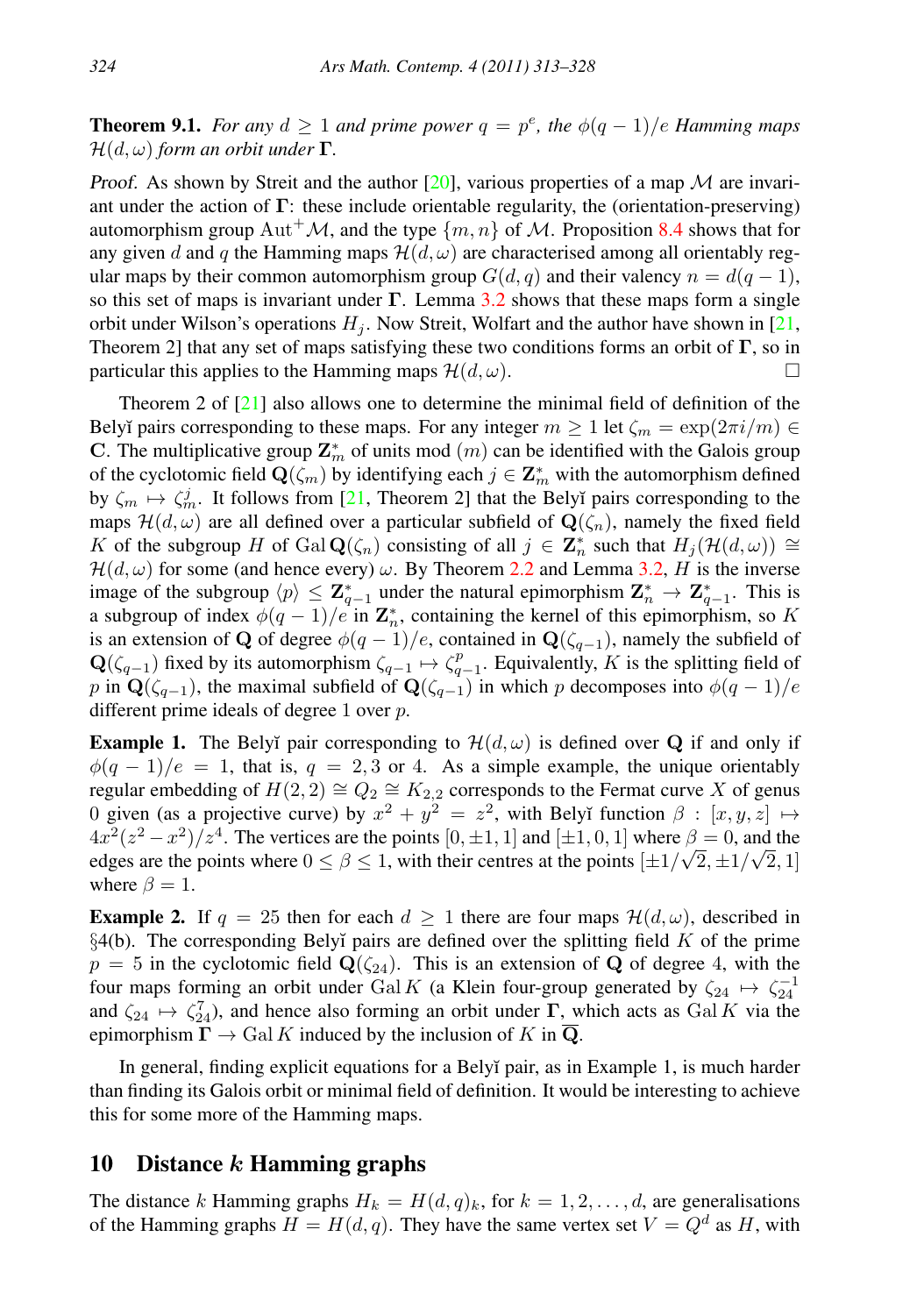**Theorem 9.1.** *For any $d \geq 1$ and prime power $q = p^e$, the $\phi(q-1)/e$ Hamming maps $\mathcal{H}(d, \omega)$ form an orbit under $\mathbf{\Gamma}$.*

*Proof.* As shown by Streit and the author [20], various properties of a map $\mathcal{M}$ are invariant under the action of $\mathbf{\Gamma}$: these include orientable regularity, the (orientation-preserving) automorphism group $\mathrm{Aut}^+\mathcal{M}$, and the type $\{m, n\}$ of $\mathcal{M}$. Proposition 8.4 shows that for any given $d$ and $q$ the Hamming maps $\mathcal{H}(d, \omega)$ are characterised among all orientably regular maps by their common automorphism group $G(d, q)$ and their valency $n = d(q-1)$, so this set of maps is invariant under $\mathbf{\Gamma}$. Lemma 3.2 shows that these maps form a single orbit under Wilson's operations $H_j$. Now Streit, Wolfart and the author have shown in [21, Theorem 2] that any set of maps satisfying these two conditions forms an orbit of $\mathbf{\Gamma}$, so in particular this applies to the Hamming maps $\mathcal{H}(d, \omega)$. □

Theorem 2 of [21] also allows one to determine the minimal field of definition of the Belyĭ pairs corresponding to these maps. For any integer $m \geq 1$ let $\zeta_m = \exp(2\pi i/m) \in \mathbf{C}$. The multiplicative group $\mathbf{Z}_m^*$ of units mod $(m)$ can be identified with the Galois group of the cyclotomic field $\mathbf{Q}(\zeta_m)$ by identifying each $j \in \mathbf{Z}_m^*$ with the automorphism defined by $\zeta_m \mapsto \zeta_m^j$. It follows from [21, Theorem 2] that the Belyĭ pairs corresponding to the maps $\mathcal{H}(d, \omega)$ are all defined over a particular subfield of $\mathbf{Q}(\zeta_n)$, namely the fixed field $K$ of the subgroup $H$ of $\mathrm{Gal}\,\mathbf{Q}(\zeta_n)$ consisting of all $j \in \mathbf{Z}_n^*$ such that $H_j(\mathcal{H}(d, \omega)) \cong \mathcal{H}(d, \omega)$ for some (and hence every) $\omega$. By Theorem 2.2 and Lemma 3.2, $H$ is the inverse image of the subgroup $\langle p \rangle \leq \mathbf{Z}_{q-1}^*$ under the natural epimorphism $\mathbf{Z}_n^* \to \mathbf{Z}_{q-1}^*$. This is a subgroup of index $\phi(q-1)/e$ in $\mathbf{Z}_n^*$, containing the kernel of this epimorphism, so $K$ is an extension of $\mathbf{Q}$ of degree $\phi(q-1)/e$, contained in $\mathbf{Q}(\zeta_{q-1})$, namely the subfield of $\mathbf{Q}(\zeta_{q-1})$ fixed by its automorphism $\zeta_{q-1} \mapsto \zeta_{q-1}^p$. Equivalently, $K$ is the splitting field of $p$ in $\mathbf{Q}(\zeta_{q-1})$, the maximal subfield of $\mathbf{Q}(\zeta_{q-1})$ in which $p$ decomposes into $\phi(q-1)/e$ different prime ideals of degree 1 over $p$.

**Example 1.** The Belyĭ pair corresponding to $\mathcal{H}(d, \omega)$ is defined over $\mathbf{Q}$ if and only if $\phi(q-1)/e = 1$, that is, $q = 2, 3$ or $4$. As a simple example, the unique orientably regular embedding of $H(2, 2) \cong Q_2 \cong K_{2,2}$ corresponds to the Fermat curve $X$ of genus $0$ given (as a projective curve) by $x^2 + y^2 = z^2$, with Belyĭ function $\beta : [x, y, z] \mapsto 4x^2(z^2 - x^2)/z^4$. The vertices are the points $[0, \pm 1, 1]$ and $[\pm 1, 0, 1]$ where $\beta = 0$, and the edges are the points where $0 \leq \beta \leq 1$, with their centres at the points $[\pm 1/\sqrt{2}, \pm 1/\sqrt{2}, 1]$ where $\beta = 1$.

**Example 2.** If $q = 25$ then for each $d \geq 1$ there are four maps $\mathcal{H}(d, \omega)$, described in §4(b). The corresponding Belyĭ pairs are defined over the splitting field $K$ of the prime $p = 5$ in the cyclotomic field $\mathbf{Q}(\zeta_{24})$. This is an extension of $\mathbf{Q}$ of degree 4, with the four maps forming an orbit under $\mathrm{Gal}\,K$ (a Klein four-group generated by $\zeta_{24} \mapsto \zeta_{24}^{-1}$ and $\zeta_{24} \mapsto \zeta_{24}^7$), and hence also forming an orbit under $\mathbf{\Gamma}$, which acts as $\mathrm{Gal}\,K$ via the epimorphism $\mathbf{\Gamma} \to \mathrm{Gal}\,K$ induced by the inclusion of $K$ in $\overline{\mathbf{Q}}$.

In general, finding explicit equations for a Belyĭ pair, as in Example 1, is much harder than finding its Galois orbit or minimal field of definition. It would be interesting to achieve this for some more of the Hamming maps.

## 10 Distance $k$ Hamming graphs

The distance $k$ Hamming graphs $H_k = H(d, q)_k$, for $k = 1, 2, \ldots, d$, are generalisations of the Hamming graphs $H = H(d, q)$. They have the same vertex set $V = Q^d$ as $H$, with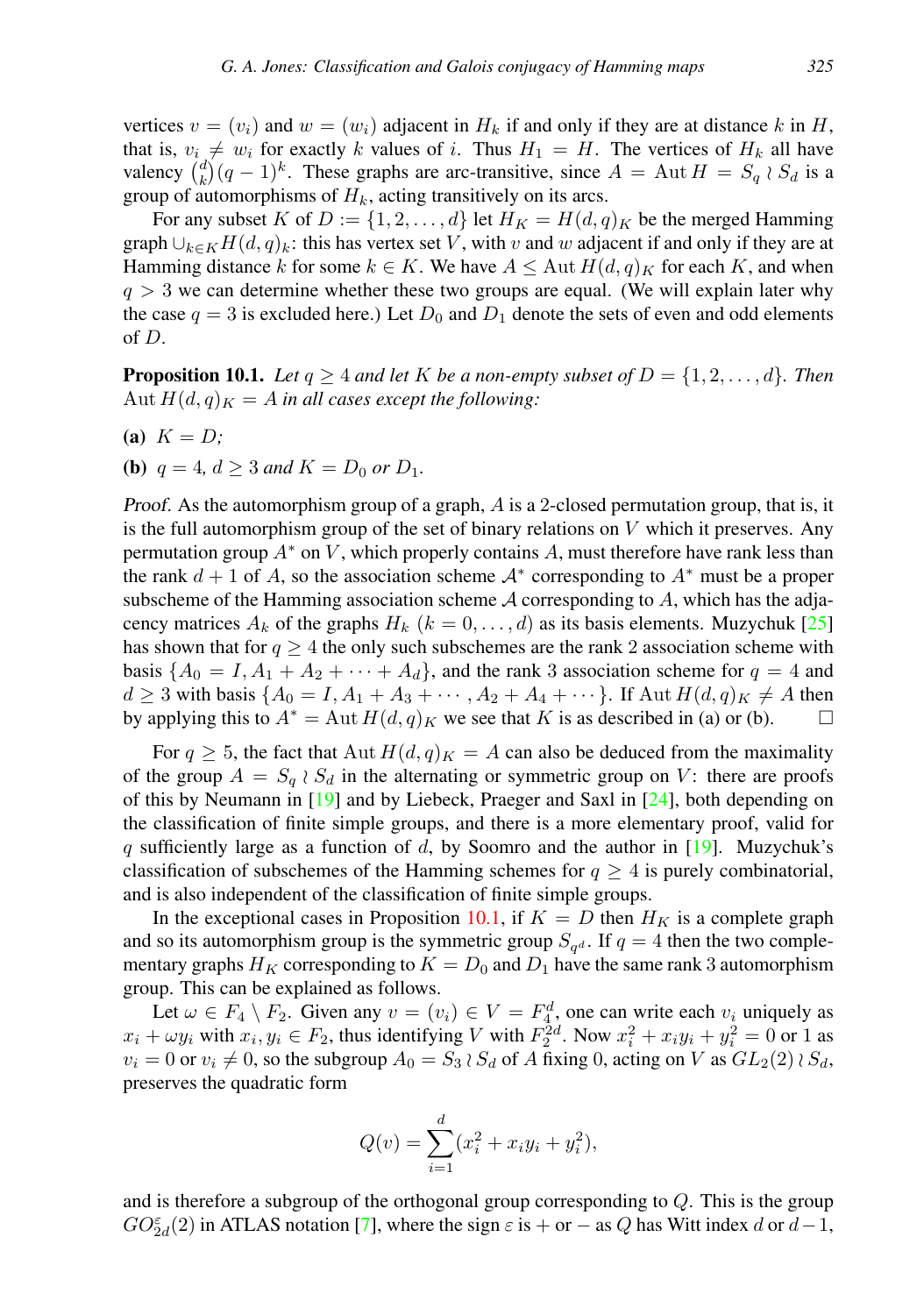vertices $v = (v_i)$ and $w = (w_i)$ adjacent in $H_k$ if and only if they are at distance $k$ in $H$, that is, $v_i \neq w_i$ for exactly $k$ values of $i$. Thus $H_1 = H$. The vertices of $H_k$ all have valency $\binom{d}{k}(q-1)^k$. These graphs are arc-transitive, since $A = \operatorname{Aut} H = S_q \wr S_d$ is a group of automorphisms of $H_k$, acting transitively on its arcs.

For any subset $K$ of $D := \{1, 2, \ldots, d\}$ let $H_K = H(d,q)_K$ be the merged Hamming graph $\cup_{k \in K} H(d,q)_k$: this has vertex set $V$, with $v$ and $w$ adjacent if and only if they are at Hamming distance $k$ for some $k \in K$. We have $A \leq \operatorname{Aut} H(d,q)_K$ for each $K$, and when $q > 3$ we can determine whether these two groups are equal. (We will explain later why the case $q = 3$ is excluded here.) Let $D_0$ and $D_1$ denote the sets of even and odd elements of $D$.

**Proposition 10.1.** *Let $q \geq 4$ and let $K$ be a non-empty subset of $D = \{1, 2, \ldots, d\}$. Then $\operatorname{Aut} H(d,q)_K = A$ in all cases except the following:*

**(a)** *$K = D$;*

**(b)** *$q = 4$, $d \geq 3$ and $K = D_0$ or $D_1$.*

*Proof.* As the automorphism group of a graph, $A$ is a 2-closed permutation group, that is, it is the full automorphism group of the set of binary relations on $V$ which it preserves. Any permutation group $A^*$ on $V$, which properly contains $A$, must therefore have rank less than the rank $d+1$ of $A$, so the association scheme $\mathcal{A}^*$ corresponding to $A^*$ must be a proper subscheme of the Hamming association scheme $\mathcal{A}$ corresponding to $A$, which has the adjacency matrices $A_k$ of the graphs $H_k$ $(k = 0, \ldots, d)$ as its basis elements. Muzychuk [25] has shown that for $q \geq 4$ the only such subschemes are the rank 2 association scheme with basis $\{A_0 = I, A_1 + A_2 + \cdots + A_d\}$, and the rank 3 association scheme for $q = 4$ and $d \geq 3$ with basis $\{A_0 = I, A_1 + A_3 + \cdots, A_2 + A_4 + \cdots\}$. If $\operatorname{Aut} H(d,q)_K \neq A$ then by applying this to $A^* = \operatorname{Aut} H(d,q)_K$ we see that $K$ is as described in (a) or (b). $\square$

For $q \geq 5$, the fact that $\operatorname{Aut} H(d,q)_K = A$ can also be deduced from the maximality of the group $A = S_q \wr S_d$ in the alternating or symmetric group on $V$: there are proofs of this by Neumann in [19] and by Liebeck, Praeger and Saxl in [24], both depending on the classification of finite simple groups, and there is a more elementary proof, valid for $q$ sufficiently large as a function of $d$, by Soomro and the author in [19]. Muzychuk's classification of subschemes of the Hamming schemes for $q \geq 4$ is purely combinatorial, and is also independent of the classification of finite simple groups.

In the exceptional cases in Proposition 10.1, if $K = D$ then $H_K$ is a complete graph and so its automorphism group is the symmetric group $S_{q^d}$. If $q = 4$ then the two complementary graphs $H_K$ corresponding to $K = D_0$ and $D_1$ have the same rank 3 automorphism group. This can be explained as follows.

Let $\omega \in F_4 \setminus F_2$. Given any $v = (v_i) \in V = F_4^d$, one can write each $v_i$ uniquely as $x_i + \omega y_i$ with $x_i, y_i \in F_2$, thus identifying $V$ with $F_2^{2d}$. Now $x_i^2 + x_i y_i + y_i^2 = 0$ or $1$ as $v_i = 0$ or $v_i \neq 0$, so the subgroup $A_0 = S_3 \wr S_d$ of $A$ fixing 0, acting on $V$ as $GL_2(2) \wr S_d$, preserves the quadratic form

$$Q(v) = \sum_{i=1}^{d}(x_i^2 + x_i y_i + y_i^2),$$

and is therefore a subgroup of the orthogonal group corresponding to $Q$. This is the group $GO_{2d}^{\varepsilon}(2)$ in ATLAS notation [7], where the sign $\varepsilon$ is $+$ or $-$ as $Q$ has Witt index $d$ or $d-1$,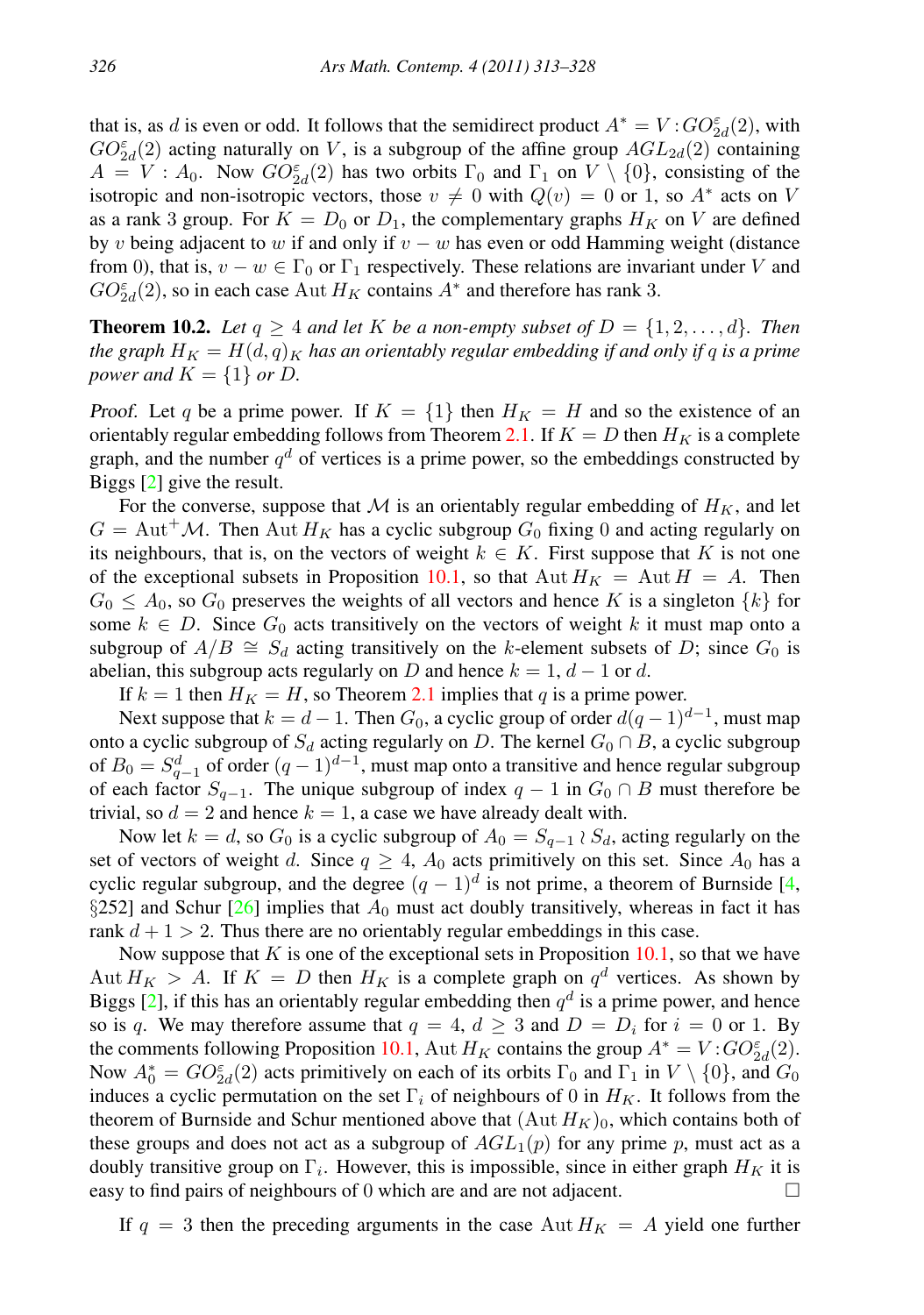that is, as $d$ is even or odd. It follows that the semidirect product $A^* = V : GO^{\varepsilon}_{2d}(2)$, with $GO^{\varepsilon}_{2d}(2)$ acting naturally on $V$, is a subgroup of the affine group $AGL_{2d}(2)$ containing $A = V : A_0$. Now $GO^{\varepsilon}_{2d}(2)$ has two orbits $\Gamma_0$ and $\Gamma_1$ on $V \setminus \{0\}$, consisting of the isotropic and non-isotropic vectors, those $v \neq 0$ with $Q(v) = 0$ or $1$, so $A^*$ acts on $V$ as a rank 3 group. For $K = D_0$ or $D_1$, the complementary graphs $H_K$ on $V$ are defined by $v$ being adjacent to $w$ if and only if $v - w$ has even or odd Hamming weight (distance from 0), that is, $v - w \in \Gamma_0$ or $\Gamma_1$ respectively. These relations are invariant under $V$ and $GO^{\varepsilon}_{2d}(2)$, so in each case $\mathrm{Aut}\, H_K$ contains $A^*$ and therefore has rank 3.

**Theorem 10.2.** *Let $q \geq 4$ and let $K$ be a non-empty subset of $D = \{1, 2, \ldots, d\}$. Then the graph $H_K = H(d, q)_K$ has an orientably regular embedding if and only if $q$ is a prime power and $K = \{1\}$ or $D$.*

*Proof.* Let $q$ be a prime power. If $K = \{1\}$ then $H_K = H$ and so the existence of an orientably regular embedding follows from Theorem 2.1. If $K = D$ then $H_K$ is a complete graph, and the number $q^d$ of vertices is a prime power, so the embeddings constructed by Biggs [2] give the result.

For the converse, suppose that $\mathcal{M}$ is an orientably regular embedding of $H_K$, and let $G = \mathrm{Aut}^+\mathcal{M}$. Then $\mathrm{Aut}\, H_K$ has a cyclic subgroup $G_0$ fixing 0 and acting regularly on its neighbours, that is, on the vectors of weight $k \in K$. First suppose that $K$ is not one of the exceptional subsets in Proposition 10.1, so that $\mathrm{Aut}\, H_K = \mathrm{Aut}\, H = A$. Then $G_0 \leq A_0$, so $G_0$ preserves the weights of all vectors and hence $K$ is a singleton $\{k\}$ for some $k \in D$. Since $G_0$ acts transitively on the vectors of weight $k$ it must map onto a subgroup of $A/B \cong S_d$ acting transitively on the $k$-element subsets of $D$; since $G_0$ is abelian, this subgroup acts regularly on $D$ and hence $k = 1$, $d - 1$ or $d$.

If $k = 1$ then $H_K = H$, so Theorem 2.1 implies that $q$ is a prime power.

Next suppose that $k = d - 1$. Then $G_0$, a cyclic group of order $d(q-1)^{d-1}$, must map onto a cyclic subgroup of $S_d$ acting regularly on $D$. The kernel $G_0 \cap B$, a cyclic subgroup of $B_0 = S^d_{q-1}$ of order $(q-1)^{d-1}$, must map onto a transitive and hence regular subgroup of each factor $S_{q-1}$. The unique subgroup of index $q - 1$ in $G_0 \cap B$ must therefore be trivial, so $d = 2$ and hence $k = 1$, a case we have already dealt with.

Now let $k = d$, so $G_0$ is a cyclic subgroup of $A_0 = S_{q-1} \wr S_d$, acting regularly on the set of vectors of weight $d$. Since $q \geq 4$, $A_0$ acts primitively on this set. Since $A_0$ has a cyclic regular subgroup, and the degree $(q-1)^d$ is not prime, a theorem of Burnside [4, §252] and Schur [26] implies that $A_0$ must act doubly transitively, whereas in fact it has rank $d + 1 > 2$. Thus there are no orientably regular embeddings in this case.

Now suppose that $K$ is one of the exceptional sets in Proposition 10.1, so that we have $\mathrm{Aut}\, H_K > A$. If $K = D$ then $H_K$ is a complete graph on $q^d$ vertices. As shown by Biggs [2], if this has an orientably regular embedding then $q^d$ is a prime power, and hence so is $q$. We may therefore assume that $q = 4$, $d \geq 3$ and $D = D_i$ for $i = 0$ or $1$. By the comments following Proposition 10.1, $\mathrm{Aut}\, H_K$ contains the group $A^* = V : GO^{\varepsilon}_{2d}(2)$. Now $A^*_0 = GO^{\varepsilon}_{2d}(2)$ acts primitively on each of its orbits $\Gamma_0$ and $\Gamma_1$ in $V \setminus \{0\}$, and $G_0$ induces a cyclic permutation on the set $\Gamma_i$ of neighbours of 0 in $H_K$. It follows from the theorem of Burnside and Schur mentioned above that $(\mathrm{Aut}\, H_K)_0$, which contains both of these groups and does not act as a subgroup of $AGL_1(p)$ for any prime $p$, must act as a doubly transitive group on $\Gamma_i$. However, this is impossible, since in either graph $H_K$ it is easy to find pairs of neighbours of 0 which are and are not adjacent. □

If $q = 3$ then the preceding arguments in the case $\mathrm{Aut}\, H_K = A$ yield one further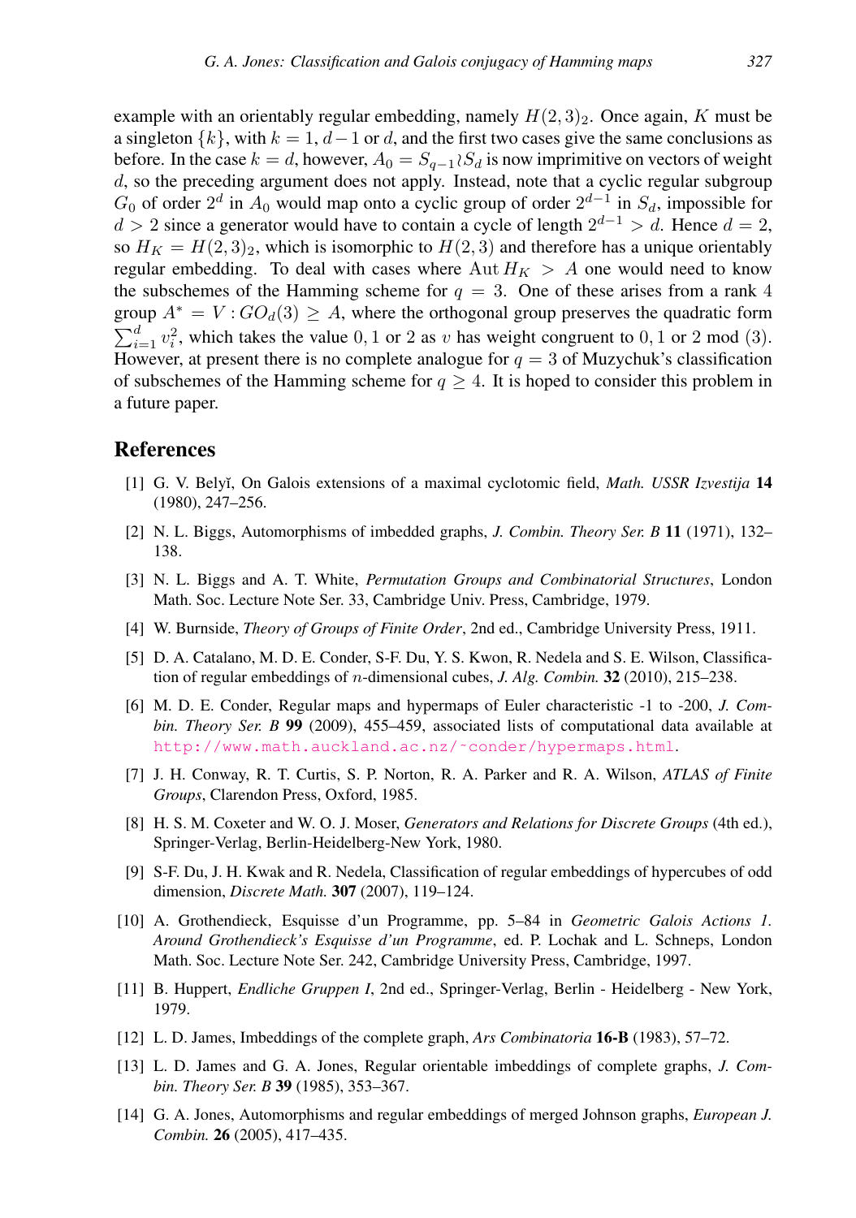example with an orientably regular embedding, namely $H(2,3)_2$. Once again, $K$ must be a singleton $\{k\}$, with $k = 1, d-1$ or $d$, and the first two cases give the same conclusions as before. In the case $k = d$, however, $A_0 = S_{q-1} \wr S_d$ is now imprimitive on vectors of weight $d$, so the preceding argument does not apply. Instead, note that a cyclic regular subgroup $G_0$ of order $2^d$ in $A_0$ would map onto a cyclic group of order $2^{d-1}$ in $S_d$, impossible for $d > 2$ since a generator would have to contain a cycle of length $2^{d-1} > d$. Hence $d = 2$, so $H_K = H(2,3)_2$, which is isomorphic to $H(2,3)$ and therefore has a unique orientably regular embedding. To deal with cases where $\mathrm{Aut}\, H_K > A$ one would need to know the subschemes of the Hamming scheme for $q = 3$. One of these arises from a rank 4 group $A^* = V : GO_d(3) \geq A$, where the orthogonal group preserves the quadratic form $\sum_{i=1}^{d} v_i^2$, which takes the value $0, 1$ or $2$ as $v$ has weight congruent to $0, 1$ or $2$ mod $(3)$. However, at present there is no complete analogue for $q = 3$ of Muzychuk's classification of subschemes of the Hamming scheme for $q \geq 4$. It is hoped to consider this problem in a future paper.

## References

[1] G. V. Belyĭ, On Galois extensions of a maximal cyclotomic field, *Math. USSR Izvestija* **14** (1980), 247–256.

[2] N. L. Biggs, Automorphisms of imbedded graphs, *J. Combin. Theory Ser. B* **11** (1971), 132–138.

[3] N. L. Biggs and A. T. White, *Permutation Groups and Combinatorial Structures*, London Math. Soc. Lecture Note Ser. 33, Cambridge Univ. Press, Cambridge, 1979.

[4] W. Burnside, *Theory of Groups of Finite Order*, 2nd ed., Cambridge University Press, 1911.

[5] D. A. Catalano, M. D. E. Conder, S-F. Du, Y. S. Kwon, R. Nedela and S. E. Wilson, Classification of regular embeddings of $n$-dimensional cubes, *J. Alg. Combin.* **32** (2010), 215–238.

[6] M. D. E. Conder, Regular maps and hypermaps of Euler characteristic -1 to -200, *J. Combin. Theory Ser. B* **99** (2009), 455–459, associated lists of computational data available at http://www.math.auckland.ac.nz/~conder/hypermaps.html.

[7] J. H. Conway, R. T. Curtis, S. P. Norton, R. A. Parker and R. A. Wilson, *ATLAS of Finite Groups*, Clarendon Press, Oxford, 1985.

[8] H. S. M. Coxeter and W. O. J. Moser, *Generators and Relations for Discrete Groups* (4th ed.), Springer-Verlag, Berlin-Heidelberg-New York, 1980.

[9] S-F. Du, J. H. Kwak and R. Nedela, Classification of regular embeddings of hypercubes of odd dimension, *Discrete Math.* **307** (2007), 119–124.

[10] A. Grothendieck, Esquisse d'un Programme, pp. 5–84 in *Geometric Galois Actions 1. Around Grothendieck's Esquisse d'un Programme*, ed. P. Lochak and L. Schneps, London Math. Soc. Lecture Note Ser. 242, Cambridge University Press, Cambridge, 1997.

[11] B. Huppert, *Endliche Gruppen I*, 2nd ed., Springer-Verlag, Berlin - Heidelberg - New York, 1979.

[12] L. D. James, Imbeddings of the complete graph, *Ars Combinatoria* **16-B** (1983), 57–72.

[13] L. D. James and G. A. Jones, Regular orientable imbeddings of complete graphs, *J. Combin. Theory Ser. B* **39** (1985), 353–367.

[14] G. A. Jones, Automorphisms and regular embeddings of merged Johnson graphs, *European J. Combin.* **26** (2005), 417–435.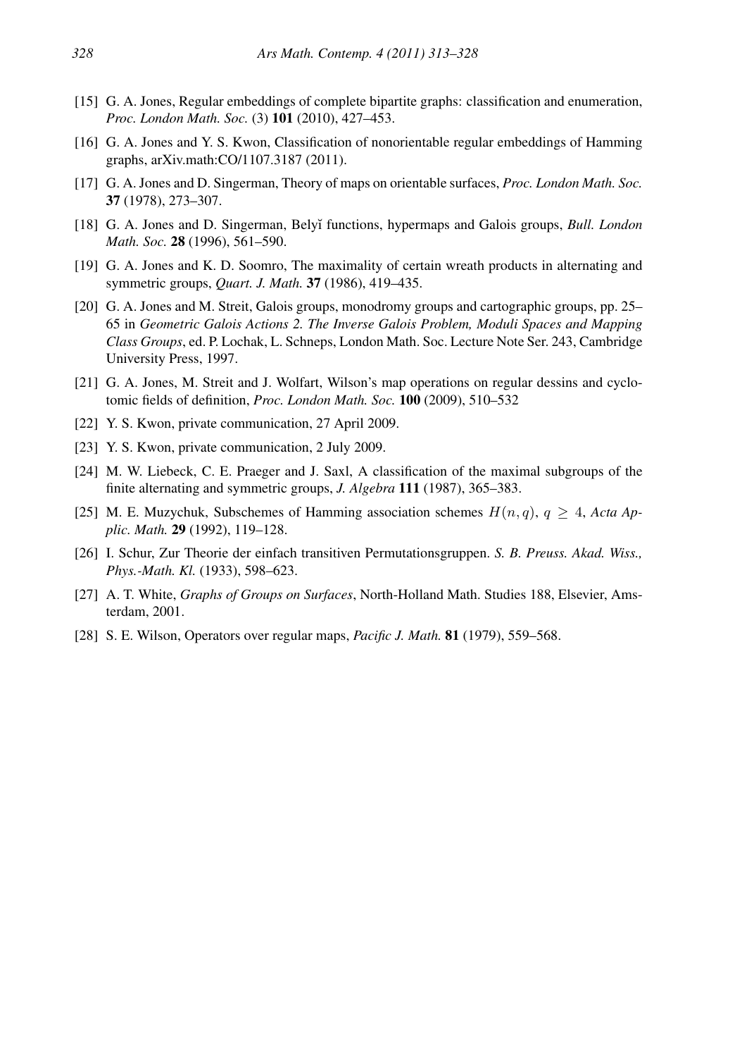[15] G. A. Jones, Regular embeddings of complete bipartite graphs: classification and enumeration, *Proc. London Math. Soc.* (3) **101** (2010), 427–453.

[16] G. A. Jones and Y. S. Kwon, Classification of nonorientable regular embeddings of Hamming graphs, arXiv.math:CO/1107.3187 (2011).

[17] G. A. Jones and D. Singerman, Theory of maps on orientable surfaces, *Proc. London Math. Soc.* **37** (1978), 273–307.

[18] G. A. Jones and D. Singerman, Belyĭ functions, hypermaps and Galois groups, *Bull. London Math. Soc.* **28** (1996), 561–590.

[19] G. A. Jones and K. D. Soomro, The maximality of certain wreath products in alternating and symmetric groups, *Quart. J. Math.* **37** (1986), 419–435.

[20] G. A. Jones and M. Streit, Galois groups, monodromy groups and cartographic groups, pp. 25–65 in *Geometric Galois Actions 2. The Inverse Galois Problem, Moduli Spaces and Mapping Class Groups*, ed. P. Lochak, L. Schneps, London Math. Soc. Lecture Note Ser. 243, Cambridge University Press, 1997.

[21] G. A. Jones, M. Streit and J. Wolfart, Wilson's map operations on regular dessins and cyclotomic fields of definition, *Proc. London Math. Soc.* **100** (2009), 510–532

[22] Y. S. Kwon, private communication, 27 April 2009.

[23] Y. S. Kwon, private communication, 2 July 2009.

[24] M. W. Liebeck, C. E. Praeger and J. Saxl, A classification of the maximal subgroups of the finite alternating and symmetric groups, *J. Algebra* **111** (1987), 365–383.

[25] M. E. Muzychuk, Subschemes of Hamming association schemes $H(n, q)$, $q \geq 4$, *Acta Applic. Math.* **29** (1992), 119–128.

[26] I. Schur, Zur Theorie der einfach transitiven Permutationsgruppen. *S. B. Preuss. Akad. Wiss., Phys.-Math. Kl.* (1933), 598–623.

[27] A. T. White, *Graphs of Groups on Surfaces*, North-Holland Math. Studies 188, Elsevier, Amsterdam, 2001.

[28] S. E. Wilson, Operators over regular maps, *Pacific J. Math.* **81** (1979), 559–568.